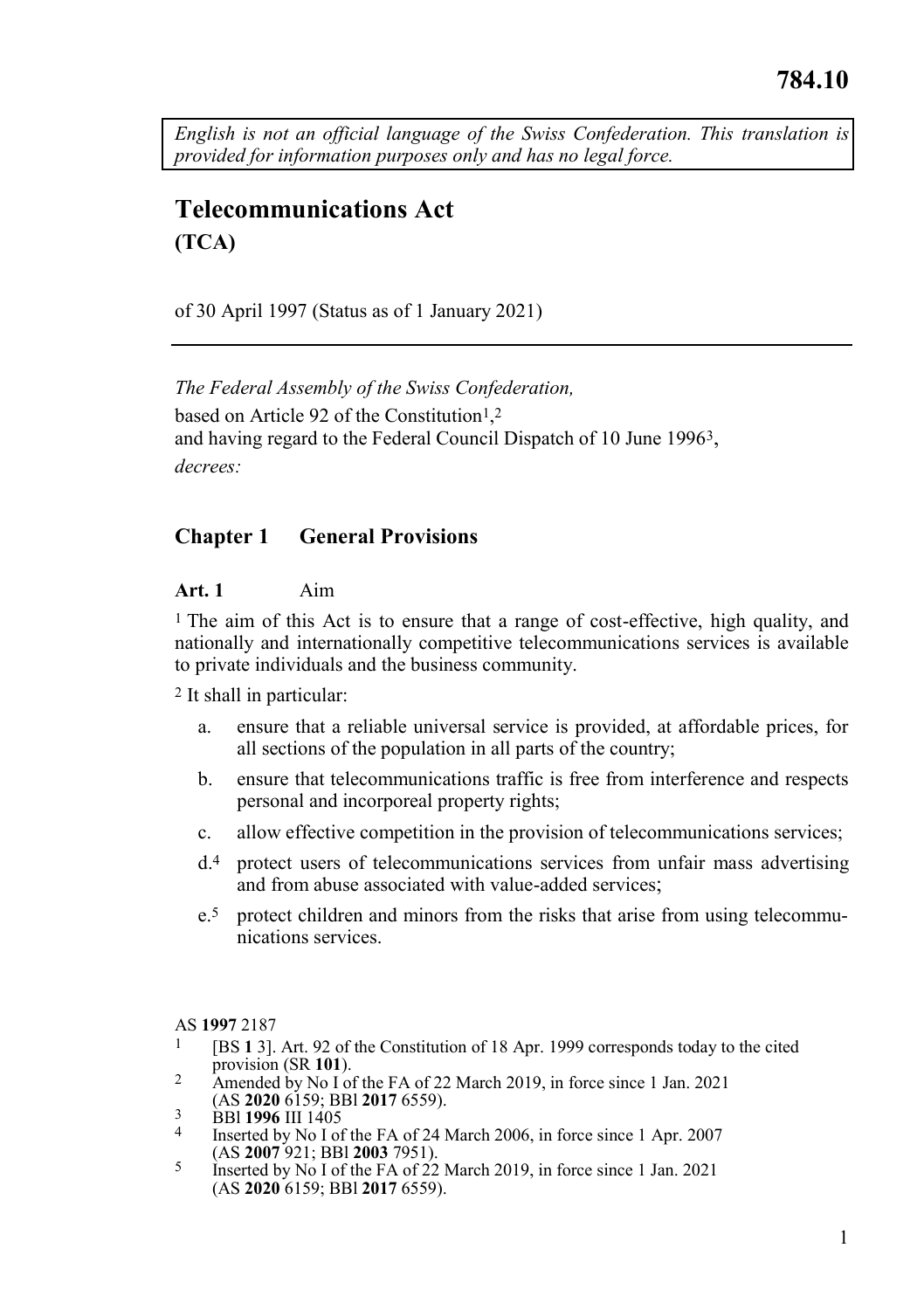784.10

*English is not an official language of the Swiss Confederation. This translation is provided for information purposes only and has no legal force.*

# Telecommunications Act

**(TCA)**

of 30 April 1997 (Status as of 1 January 2021)

---

*The Federal Assembly of the Swiss Confederation,*

based on Article 92 of the Constitution[1],[2]

and having regard to the Federal Council Dispatch of 10 June 1996[3],

*decrees:*

## Chapter 1 General Provisions

### Art. 1 Aim

[1] The aim of this Act is to ensure that a range of cost-effective, high quality, and nationally and internationally competitive telecommunications services is available to private individuals and the business community.

[2] It shall in particular:

a. ensure that a reliable universal service is provided, at affordable prices, for all sections of the population in all parts of the country;

b. ensure that telecommunications traffic is free from interference and respects personal and incorporeal property rights;

c. allow effective competition in the provision of telecommunications services;

d.[4] protect users of telecommunications services from unfair mass advertising and from abuse associated with value-added services;

e.[5] protect children and minors from the risks that arise from using telecommunications services.

---

AS **1997** 2187

1 [BS **1** 3]. Art. 92 of the Constitution of 18 Apr. 1999 corresponds today to the cited provision (SR **101**).

2 Amended by No I of the FA of 22 March 2019, in force since 1 Jan. 2021 (AS **2020** 6159; BBl **2017** 6559).

3 BBl **1996** III 1405

4 Inserted by No I of the FA of 24 March 2006, in force since 1 Apr. 2007 (AS **2007** 921; BBl **2003** 7951).

5 Inserted by No I of the FA of 22 March 2019, in force since 1 Jan. 2021 (AS **2020** 6159; BBl **2017** 6559).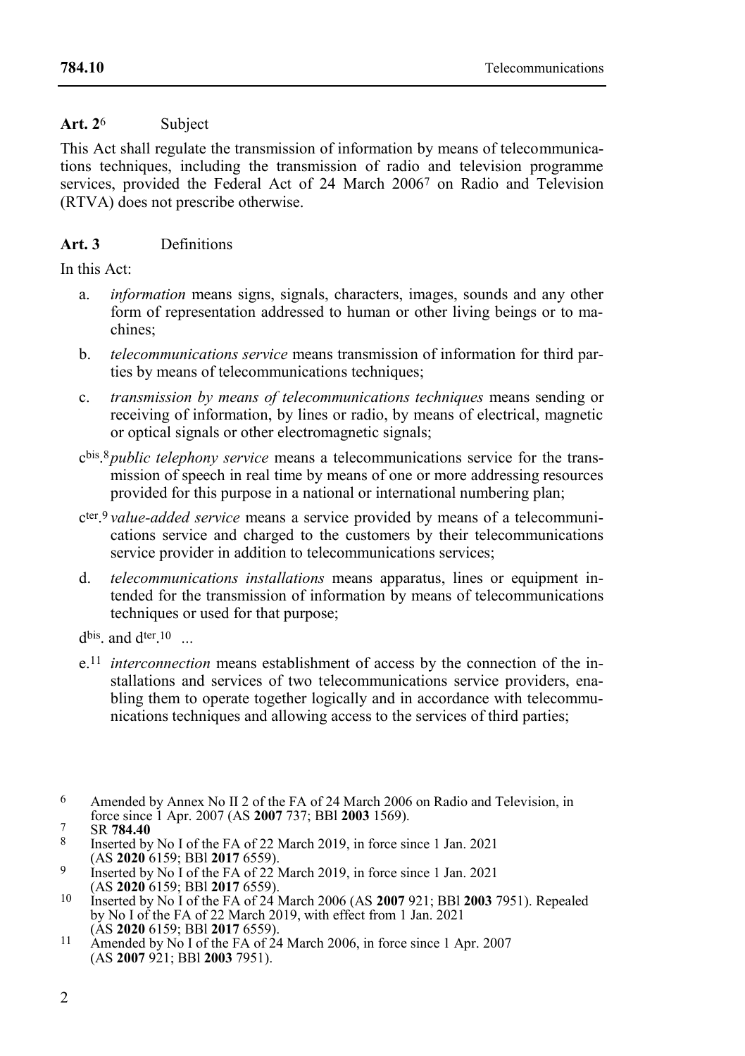**Art. 2**[6] Subject

This Act shall regulate the transmission of information by means of telecommunications techniques, including the transmission of radio and television programme services, provided the Federal Act of 24 March 2006[7] on Radio and Television (RTVA) does not prescribe otherwise.

**Art. 3** Definitions

In this Act:

- a. *information* means signs, signals, characters, images, sounds and any other form of representation addressed to human or other living beings or to machines;
- b. *telecommunications service* means transmission of information for third parties by means of telecommunications techniques;
- c. *transmission by means of telecommunications techniques* means sending or receiving of information, by lines or radio, by means of electrical, magnetic or optical signals or other electromagnetic signals;
- c^bis.[8] *public telephony service* means a telecommunications service for the transmission of speech in real time by means of one or more addressing resources provided for this purpose in a national or international numbering plan;
- c^ter.[9] *value-added service* means a service provided by means of a telecommunications service and charged to the customers by their telecommunications service provider in addition to telecommunications services;
- d. *telecommunications installations* means apparatus, lines or equipment intended for the transmission of information by means of telecommunications techniques or used for that purpose;
- d^bis. and d^ter.[10] ...
- e.[11] *interconnection* means establishment of access by the connection of the installations and services of two telecommunications service providers, enabling them to operate together logically and in accordance with telecommunications techniques and allowing access to the services of third parties;

---

[6] Amended by Annex No II 2 of the FA of 24 March 2006 on Radio and Television, in force since 1 Apr. 2007 (AS **2007** 737; BBl **2003** 1569).

[7] SR **784.40**

[8] Inserted by No I of the FA of 22 March 2019, in force since 1 Jan. 2021 (AS **2020** 6159; BBl **2017** 6559).

[9] Inserted by No I of the FA of 22 March 2019, in force since 1 Jan. 2021 (AS **2020** 6159; BBl **2017** 6559).

[10] Inserted by No I of the FA of 24 March 2006 (AS **2007** 921; BBl **2003** 7951). Repealed by No I of the FA of 22 March 2019, with effect from 1 Jan. 2021 (AS **2020** 6159; BBl **2017** 6559).

[11] Amended by No I of the FA of 24 March 2006, in force since 1 Apr. 2007 (AS **2007** 921; BBl **2003** 7951).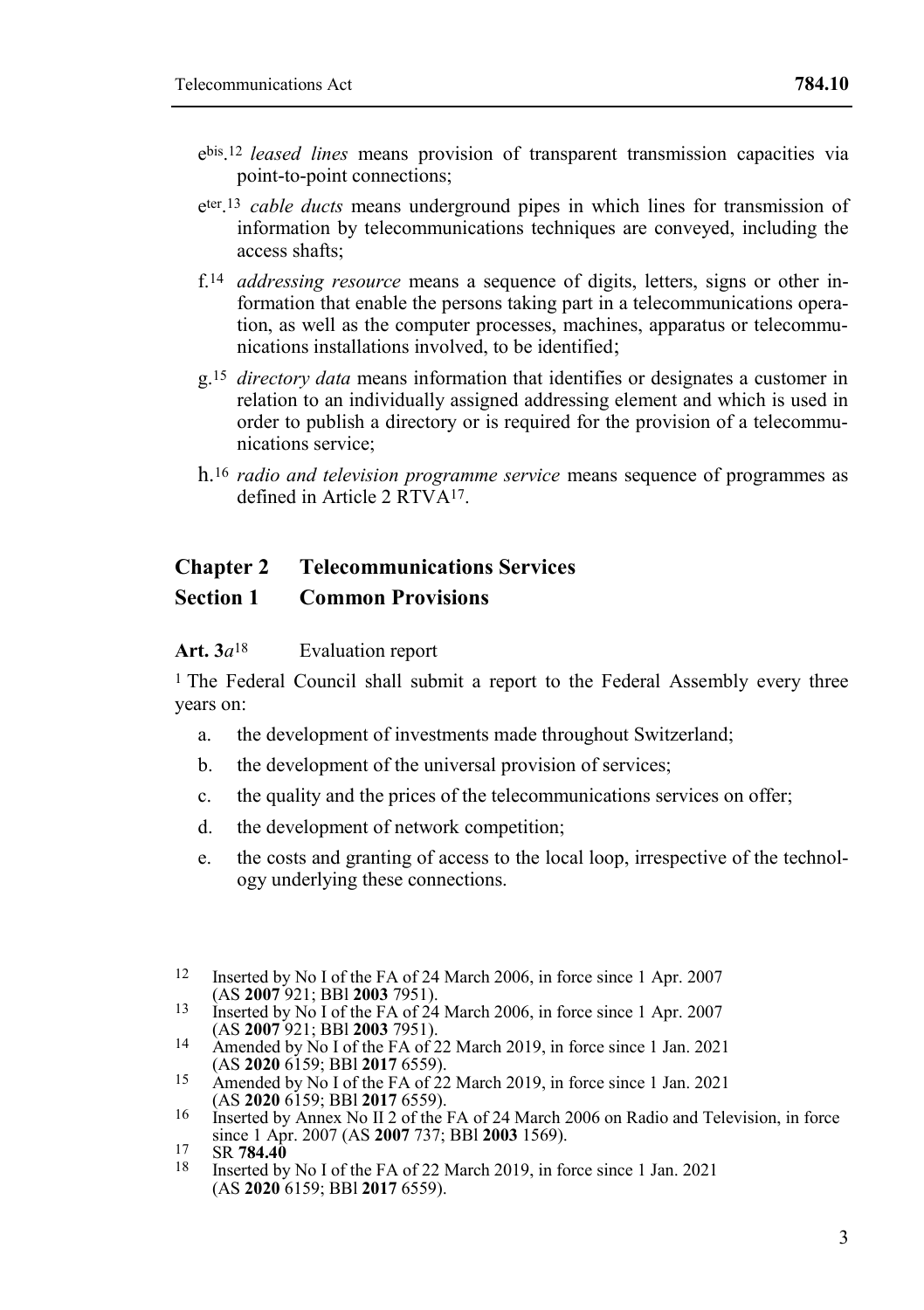e^bis^.[12] *leased lines* means provision of transparent transmission capacities via point-to-point connections;

e^ter^.[13] *cable ducts* means underground pipes in which lines for transmission of information by telecommunications techniques are conveyed, including the access shafts;

f.[14] *addressing resource* means a sequence of digits, letters, signs or other information that enable the persons taking part in a telecommunications operation, as well as the computer processes, machines, apparatus or telecommunications installations involved, to be identified;

g.[15] *directory data* means information that identifies or designates a customer in relation to an individually assigned addressing element and which is used in order to publish a directory or is required for the provision of a telecommunications service;

h.[16] *radio and television programme service* means sequence of programmes as defined in Article 2 RTVA[17].

## Chapter 2 Telecommunications Services

## Section 1 Common Provisions

**Art. 3*a***[18] Evaluation report

[1] The Federal Council shall submit a report to the Federal Assembly every three years on:

a. the development of investments made throughout Switzerland;

b. the development of the universal provision of services;

c. the quality and the prices of the telecommunications services on offer;

d. the development of network competition;

e. the costs and granting of access to the local loop, irrespective of the technology underlying these connections.

---

12 Inserted by No I of the FA of 24 March 2006, in force since 1 Apr. 2007 (AS **2007** 921; BBl **2003** 7951).

13 Inserted by No I of the FA of 24 March 2006, in force since 1 Apr. 2007 (AS **2007** 921; BBl **2003** 7951).

14 Amended by No I of the FA of 22 March 2019, in force since 1 Jan. 2021 (AS **2020** 6159; BBl **2017** 6559).

15 Amended by No I of the FA of 22 March 2019, in force since 1 Jan. 2021 (AS **2020** 6159; BBl **2017** 6559).

16 Inserted by Annex No II 2 of the FA of 24 March 2006 on Radio and Television, in force since 1 Apr. 2007 (AS **2007** 737; BBl **2003** 1569).

17 SR **784.40**

18 Inserted by No I of the FA of 22 March 2019, in force since 1 Jan. 2021 (AS **2020** 6159; BBl **2017** 6559).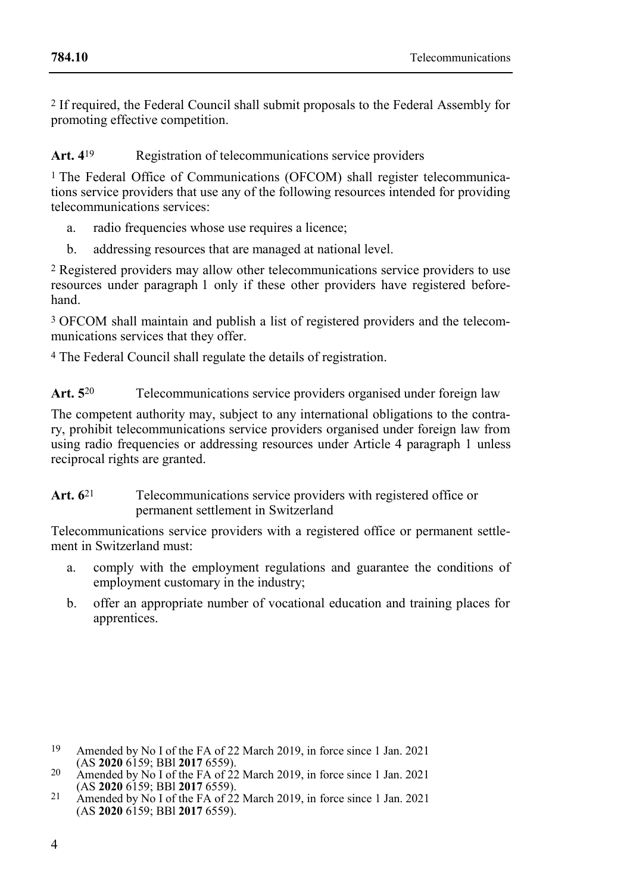[2] If required, the Federal Council shall submit proposals to the Federal Assembly for promoting effective competition.

**Art. 4**[19] Registration of telecommunications service providers

[1] The Federal Office of Communications (OFCOM) shall register telecommunications service providers that use any of the following resources intended for providing telecommunications services:

a. radio frequencies whose use requires a licence;

b. addressing resources that are managed at national level.

[2] Registered providers may allow other telecommunications service providers to use resources under paragraph 1 only if these other providers have registered beforehand.

[3] OFCOM shall maintain and publish a list of registered providers and the telecommunications services that they offer.

[4] The Federal Council shall regulate the details of registration.

**Art. 5**[20] Telecommunications service providers organised under foreign law

The competent authority may, subject to any international obligations to the contrary, prohibit telecommunications service providers organised under foreign law from using radio frequencies or addressing resources under Article 4 paragraph 1 unless reciprocal rights are granted.

**Art. 6**[21] Telecommunications service providers with registered office or permanent settlement in Switzerland

Telecommunications service providers with a registered office or permanent settlement in Switzerland must:

a. comply with the employment regulations and guarantee the conditions of employment customary in the industry;

b. offer an appropriate number of vocational education and training places for apprentices.

---

[19] Amended by No I of the FA of 22 March 2019, in force since 1 Jan. 2021 (AS **2020** 6159; BBl **2017** 6559).

[20] Amended by No I of the FA of 22 March 2019, in force since 1 Jan. 2021 (AS **2020** 6159; BBl **2017** 6559).

[21] Amended by No I of the FA of 22 March 2019, in force since 1 Jan. 2021 (AS **2020** 6159; BBl **2017** 6559).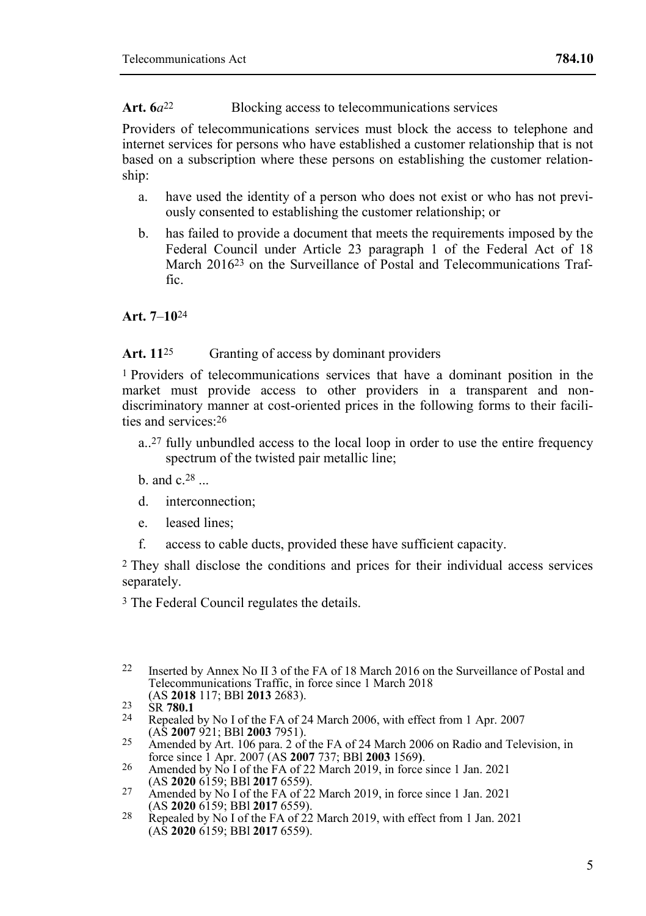**Art. 6*a*[22]** Blocking access to telecommunications services

Providers of telecommunications services must block the access to telephone and internet services for persons who have established a customer relationship that is not based on a subscription where these persons on establishing the customer relationship:

a. have used the identity of a person who does not exist or who has not previously consented to establishing the customer relationship; or

b. has failed to provide a document that meets the requirements imposed by the Federal Council under Article 23 paragraph 1 of the Federal Act of 18 March 2016[23] on the Surveillance of Postal and Telecommunications Traffic.

**Art. 7–10**[24]

**Art. 11**[25] Granting of access by dominant providers

[1] Providers of telecommunications services that have a dominant position in the market must provide access to other providers in a transparent and non-discriminatory manner at cost-oriented prices in the following forms to their facilities and services:[26]

a..[27] fully unbundled access to the local loop in order to use the entire frequency spectrum of the twisted pair metallic line;

b. and c.[28] ...

d. interconnection;

e. leased lines;

f. access to cable ducts, provided these have sufficient capacity.

[2] They shall disclose the conditions and prices for their individual access services separately.

[3] The Federal Council regulates the details.

---

22 Inserted by Annex No II 3 of the FA of 18 March 2016 on the Surveillance of Postal and Telecommunications Traffic, in force since 1 March 2018 (AS **2018** 117; BBl **2013** 2683).

23 SR **780.1**

24 Repealed by No I of the FA of 24 March 2006, with effect from 1 Apr. 2007 (AS **2007** 921; BBl **2003** 7951).

25 Amended by Art. 106 para. 2 of the FA of 24 March 2006 on Radio and Television, in force since 1 Apr. 2007 (AS **2007** 737; BBl **2003** 1569).

26 Amended by No I of the FA of 22 March 2019, in force since 1 Jan. 2021 (AS **2020** 6159; BBl **2017** 6559).

27 Amended by No I of the FA of 22 March 2019, in force since 1 Jan. 2021 (AS **2020** 6159; BBl **2017** 6559).

28 Repealed by No I of the FA of 22 March 2019, with effect from 1 Jan. 2021 (AS **2020** 6159; BBl **2017** 6559).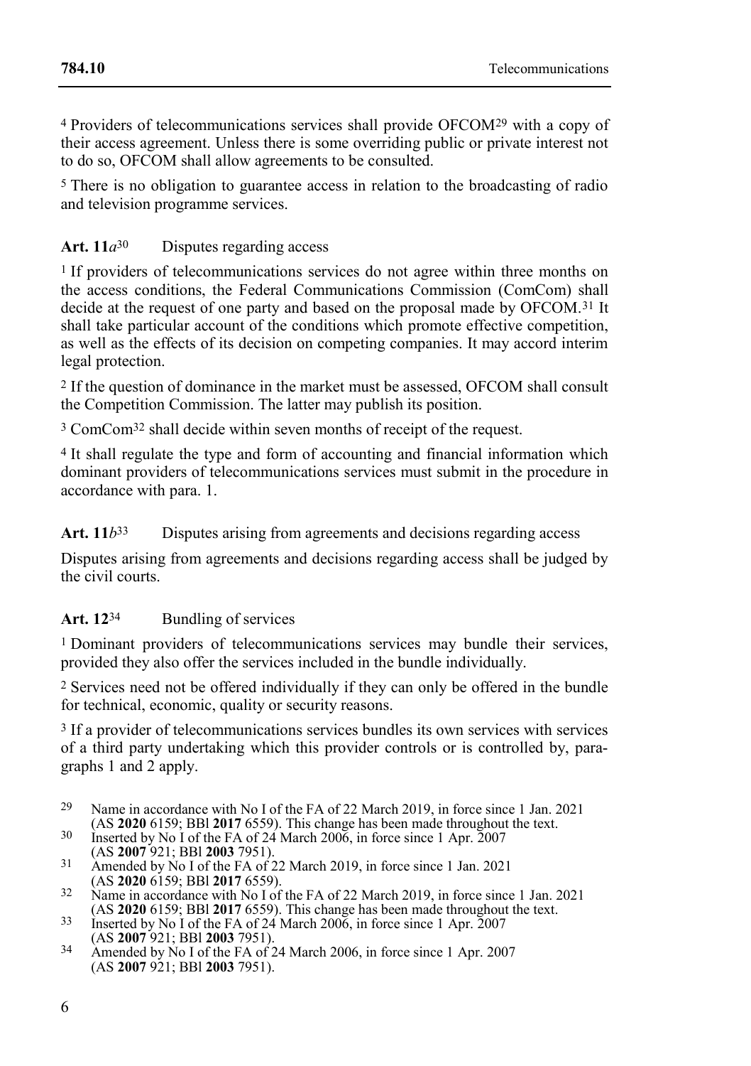[4] Providers of telecommunications services shall provide OFCOM[29] with a copy of their access agreement. Unless there is some overriding public or private interest not to do so, OFCOM shall allow agreements to be consulted.

[5] There is no obligation to guarantee access in relation to the broadcasting of radio and television programme services.

### Art. 11*a*[30] Disputes regarding access

[1] If providers of telecommunications services do not agree within three months on the access conditions, the Federal Communications Commission (ComCom) shall decide at the request of one party and based on the proposal made by OFCOM.[31] It shall take particular account of the conditions which promote effective competition, as well as the effects of its decision on competing companies. It may accord interim legal protection.

[2] If the question of dominance in the market must be assessed, OFCOM shall consult the Competition Commission. The latter may publish its position.

[3] ComCom[32] shall decide within seven months of receipt of the request.

[4] It shall regulate the type and form of accounting and financial information which dominant providers of telecommunications services must submit in the procedure in accordance with para. 1.

### Art. 11*b*[33] Disputes arising from agreements and decisions regarding access

Disputes arising from agreements and decisions regarding access shall be judged by the civil courts.

### Art. 12[34] Bundling of services

[1] Dominant providers of telecommunications services may bundle their services, provided they also offer the services included in the bundle individually.

[2] Services need not be offered individually if they can only be offered in the bundle for technical, economic, quality or security reasons.

[3] If a provider of telecommunications services bundles its own services with services of a third party undertaking which this provider controls or is controlled by, paragraphs 1 and 2 apply.

---

[29] Name in accordance with No I of the FA of 22 March 2019, in force since 1 Jan. 2021 (AS **2020** 6159; BBl **2017** 6559). This change has been made throughout the text.

[30] Inserted by No I of the FA of 24 March 2006, in force since 1 Apr. 2007 (AS **2007** 921; BBl **2003** 7951).

[31] Amended by No I of the FA of 22 March 2019, in force since 1 Jan. 2021 (AS **2020** 6159; BBl **2017** 6559).

[32] Name in accordance with No I of the FA of 22 March 2019, in force since 1 Jan. 2021 (AS **2020** 6159; BBl **2017** 6559). This change has been made throughout the text.

[33] Inserted by No I of the FA of 24 March 2006, in force since 1 Apr. 2007 (AS **2007** 921; BBl **2003** 7951).

[34] Amended by No I of the FA of 24 March 2006, in force since 1 Apr. 2007 (AS **2007** 921; BBl **2003** 7951).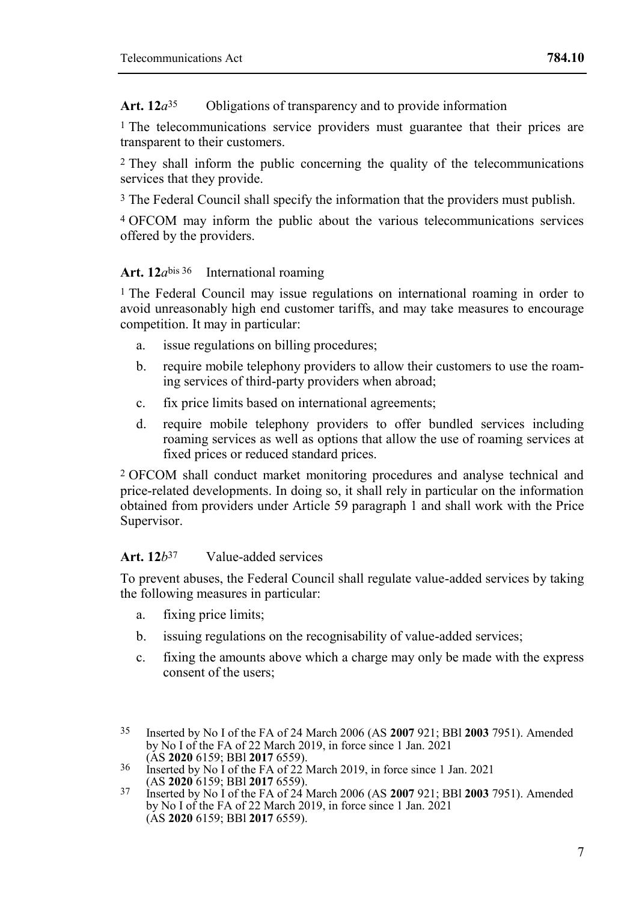**Art. 12*a*[35]** Obligations of transparency and to provide information

[1] The telecommunications service providers must guarantee that their prices are transparent to their customers.

[2] They shall inform the public concerning the quality of the telecommunications services that they provide.

[3] The Federal Council shall specify the information that the providers must publish.

[4] OFCOM may inform the public about the various telecommunications services offered by the providers.

**Art. 12*a*bis [36]** International roaming

[1] The Federal Council may issue regulations on international roaming in order to avoid unreasonably high end customer tariffs, and may take measures to encourage competition. It may in particular:

a. issue regulations on billing procedures;

b. require mobile telephony providers to allow their customers to use the roaming services of third-party providers when abroad;

c. fix price limits based on international agreements;

d. require mobile telephony providers to offer bundled services including roaming services as well as options that allow the use of roaming services at fixed prices or reduced standard prices.

[2] OFCOM shall conduct market monitoring procedures and analyse technical and price-related developments. In doing so, it shall rely in particular on the information obtained from providers under Article 59 paragraph 1 and shall work with the Price Supervisor.

**Art. 12*b*[37]** Value-added services

To prevent abuses, the Federal Council shall regulate value-added services by taking the following measures in particular:

a. fixing price limits;

b. issuing regulations on the recognisability of value-added services;

c. fixing the amounts above which a charge may only be made with the express consent of the users;

---

[35] Inserted by No I of the FA of 24 March 2006 (AS **2007** 921; BBl **2003** 7951). Amended by No I of the FA of 22 March 2019, in force since 1 Jan. 2021 (AS **2020** 6159; BBl **2017** 6559).

[36] Inserted by No I of the FA of 22 March 2019, in force since 1 Jan. 2021 (AS **2020** 6159; BBl **2017** 6559).

[37] Inserted by No I of the FA of 24 March 2006 (AS **2007** 921; BBl **2003** 7951). Amended by No I of the FA of 22 March 2019, in force since 1 Jan. 2021 (AS **2020** 6159; BBl **2017** 6559).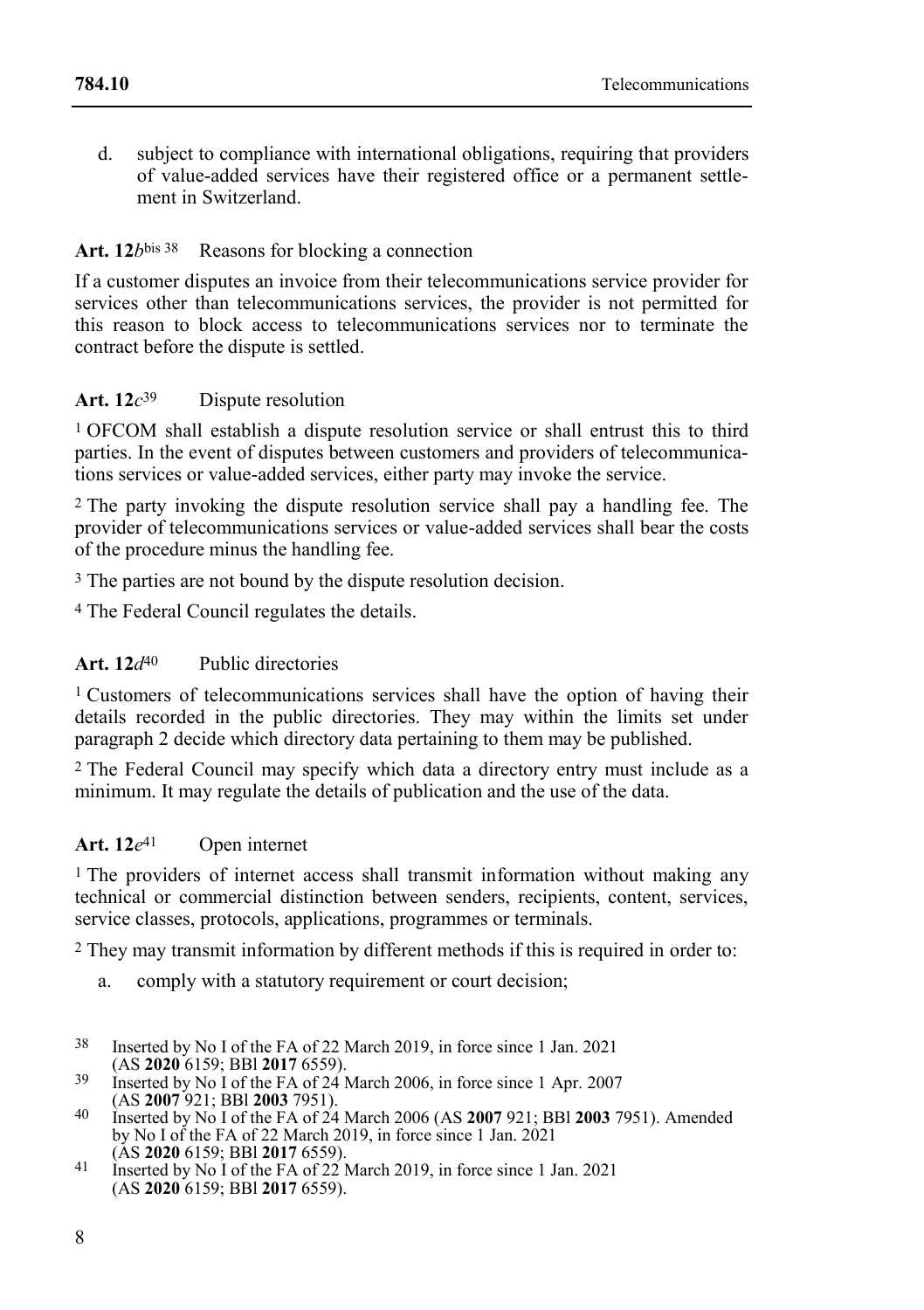d. subject to compliance with international obligations, requiring that providers of value-added services have their registered office or a permanent settlement in Switzerland.

**Art. 12*b*bis**[38] Reasons for blocking a connection

If a customer disputes an invoice from their telecommunications service provider for services other than telecommunications services, the provider is not permitted for this reason to block access to telecommunications services nor to terminate the contract before the dispute is settled.

**Art. 12*c***[39] Dispute resolution

[1] OFCOM shall establish a dispute resolution service or shall entrust this to third parties. In the event of disputes between customers and providers of telecommunications services or value-added services, either party may invoke the service.

[2] The party invoking the dispute resolution service shall pay a handling fee. The provider of telecommunications services or value-added services shall bear the costs of the procedure minus the handling fee.

[3] The parties are not bound by the dispute resolution decision.

[4] The Federal Council regulates the details.

**Art. 12*d***[40] Public directories

[1] Customers of telecommunications services shall have the option of having their details recorded in the public directories. They may within the limits set under paragraph 2 decide which directory data pertaining to them may be published.

[2] The Federal Council may specify which data a directory entry must include as a minimum. It may regulate the details of publication and the use of the data.

**Art. 12*e***[41] Open internet

[1] The providers of internet access shall transmit information without making any technical or commercial distinction between senders, recipients, content, services, service classes, protocols, applications, programmes or terminals.

[2] They may transmit information by different methods if this is required in order to:

a. comply with a statutory requirement or court decision;

---

[38] Inserted by No I of the FA of 22 March 2019, in force since 1 Jan. 2021 (AS **2020** 6159; BBl **2017** 6559).

[39] Inserted by No I of the FA of 24 March 2006, in force since 1 Apr. 2007 (AS **2007** 921; BBl **2003** 7951).

[40] Inserted by No I of the FA of 24 March 2006 (AS **2007** 921; BBl **2003** 7951). Amended by No I of the FA of 22 March 2019, in force since 1 Jan. 2021 (AS **2020** 6159; BBl **2017** 6559).

[41] Inserted by No I of the FA of 22 March 2019, in force since 1 Jan. 2021 (AS **2020** 6159; BBl **2017** 6559).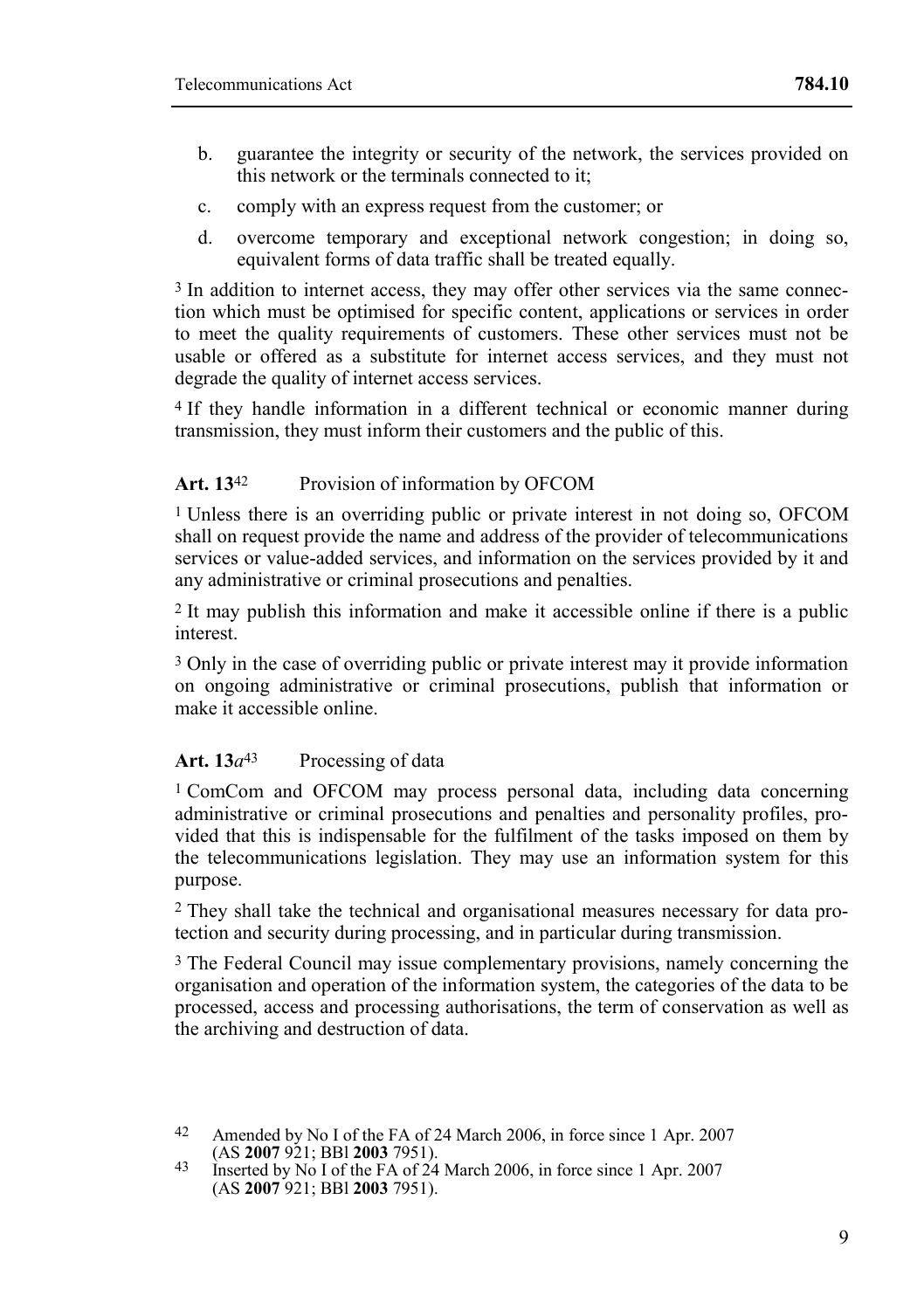b. guarantee the integrity or security of the network, the services provided on this network or the terminals connected to it;

c. comply with an express request from the customer; or

d. overcome temporary and exceptional network congestion; in doing so, equivalent forms of data traffic shall be treated equally.

[3] In addition to internet access, they may offer other services via the same connection which must be optimised for specific content, applications or services in order to meet the quality requirements of customers. These other services must not be usable or offered as a substitute for internet access services, and they must not degrade the quality of internet access services.

[4] If they handle information in a different technical or economic manner during transmission, they must inform their customers and the public of this.

### Art. 13[42] Provision of information by OFCOM

[1] Unless there is an overriding public or private interest in not doing so, OFCOM shall on request provide the name and address of the provider of telecommunications services or value-added services, and information on the services provided by it and any administrative or criminal prosecutions and penalties.

[2] It may publish this information and make it accessible online if there is a public interest.

[3] Only in the case of overriding public or private interest may it provide information on ongoing administrative or criminal prosecutions, publish that information or make it accessible online.

### Art. 13*a*[43] Processing of data

[1] ComCom and OFCOM may process personal data, including data concerning administrative or criminal prosecutions and penalties and personality profiles, provided that this is indispensable for the fulfilment of the tasks imposed on them by the telecommunications legislation. They may use an information system for this purpose.

[2] They shall take the technical and organisational measures necessary for data protection and security during processing, and in particular during transmission.

[3] The Federal Council may issue complementary provisions, namely concerning the organisation and operation of the information system, the categories of the data to be processed, access and processing authorisations, the term of conservation as well as the archiving and destruction of data.

---

[42] Amended by No I of the FA of 24 March 2006, in force since 1 Apr. 2007 (AS **2007** 921; BBl **2003** 7951).

[43] Inserted by No I of the FA of 24 March 2006, in force since 1 Apr. 2007 (AS **2007** 921; BBl **2003** 7951).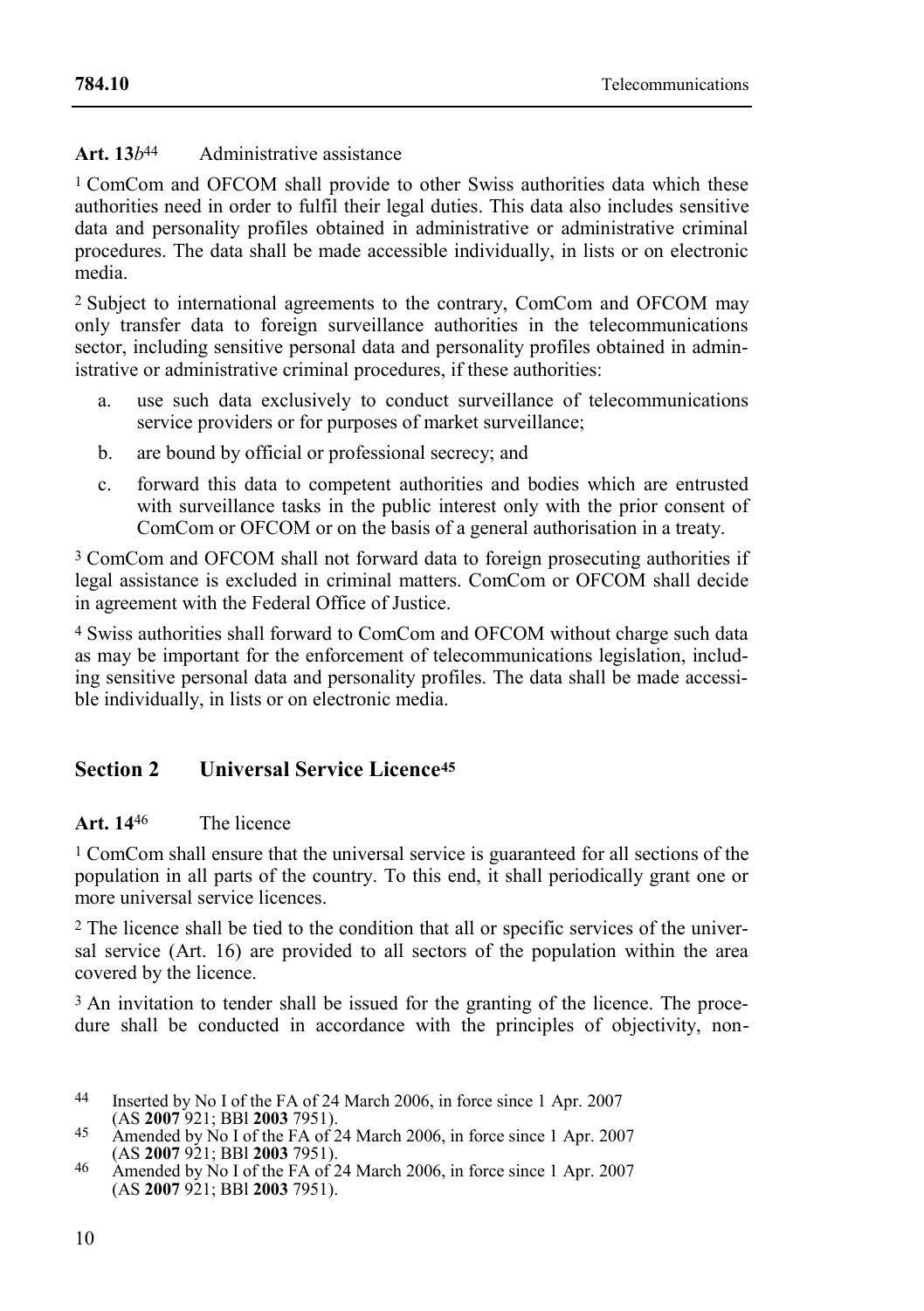**Art. 13*b*[44]** Administrative assistance

[1] ComCom and OFCOM shall provide to other Swiss authorities data which these authorities need in order to fulfil their legal duties. This data also includes sensitive data and personality profiles obtained in administrative or administrative criminal procedures. The data shall be made accessible individually, in lists or on electronic media.

[2] Subject to international agreements to the contrary, ComCom and OFCOM may only transfer data to foreign surveillance authorities in the telecommunications sector, including sensitive personal data and personality profiles obtained in administrative or administrative criminal procedures, if these authorities:

a. use such data exclusively to conduct surveillance of telecommunications service providers or for purposes of market surveillance;

b. are bound by official or professional secrecy; and

c. forward this data to competent authorities and bodies which are entrusted with surveillance tasks in the public interest only with the prior consent of ComCom or OFCOM or on the basis of a general authorisation in a treaty.

[3] ComCom and OFCOM shall not forward data to foreign prosecuting authorities if legal assistance is excluded in criminal matters. ComCom or OFCOM shall decide in agreement with the Federal Office of Justice.

[4] Swiss authorities shall forward to ComCom and OFCOM without charge such data as may be important for the enforcement of telecommunications legislation, including sensitive personal data and personality profiles. The data shall be made accessible individually, in lists or on electronic media.

## Section 2 Universal Service Licence[45]

**Art. 14[46]** The licence

[1] ComCom shall ensure that the universal service is guaranteed for all sections of the population in all parts of the country. To this end, it shall periodically grant one or more universal service licences.

[2] The licence shall be tied to the condition that all or specific services of the universal service (Art. 16) are provided to all sectors of the population within the area covered by the licence.

[3] An invitation to tender shall be issued for the granting of the licence. The procedure shall be conducted in accordance with the principles of objectivity, non-

---

[44] Inserted by No I of the FA of 24 March 2006, in force since 1 Apr. 2007 (AS **2007** 921; BBl **2003** 7951).

[45] Amended by No I of the FA of 24 March 2006, in force since 1 Apr. 2007 (AS **2007** 921; BBl **2003** 7951).

[46] Amended by No I of the FA of 24 March 2006, in force since 1 Apr. 2007 (AS **2007** 921; BBl **2003** 7951).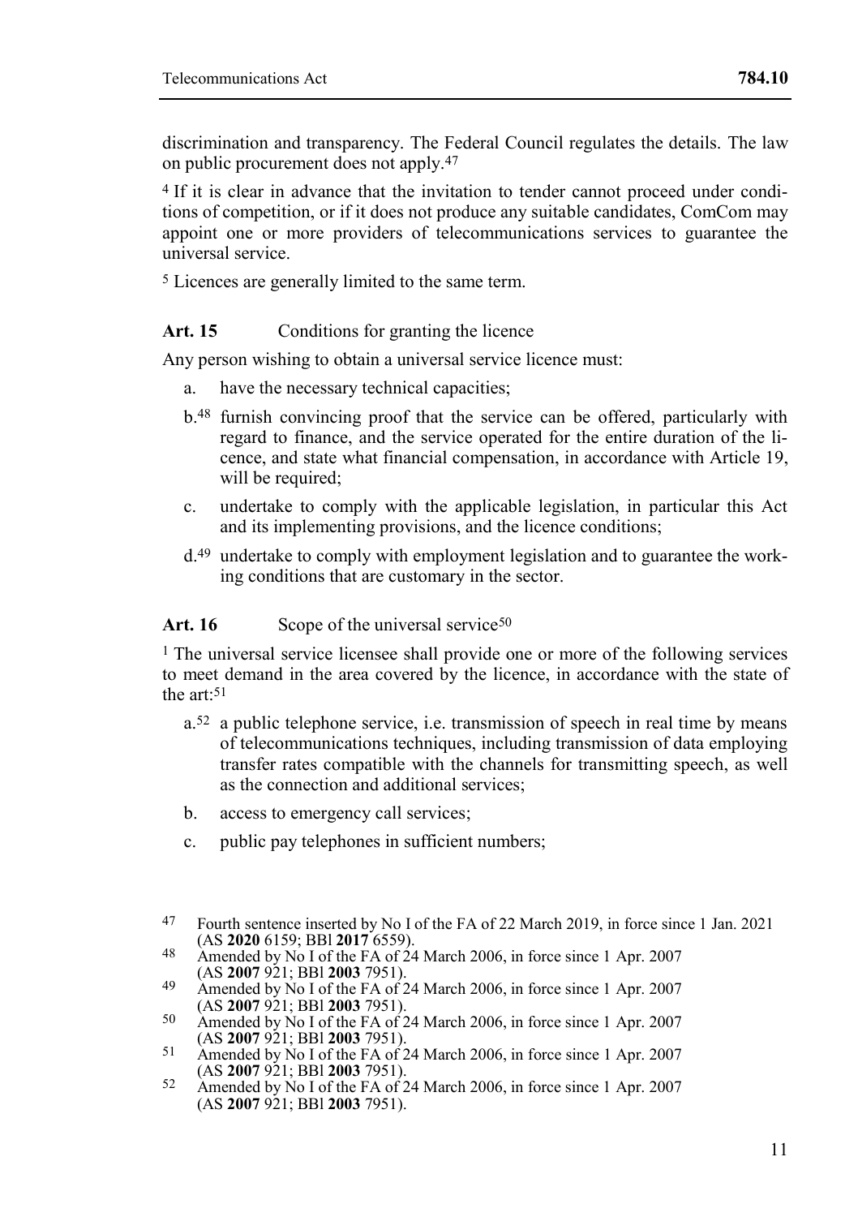discrimination and transparency. The Federal Council regulates the details. The law on public procurement does not apply.[47]

[4] If it is clear in advance that the invitation to tender cannot proceed under conditions of competition, or if it does not produce any suitable candidates, ComCom may appoint one or more providers of telecommunications services to guarantee the universal service.

[5] Licences are generally limited to the same term.

### Art. 15 Conditions for granting the licence

Any person wishing to obtain a universal service licence must:

- a. have the necessary technical capacities;
- b.[48] furnish convincing proof that the service can be offered, particularly with regard to finance, and the service operated for the entire duration of the licence, and state what financial compensation, in accordance with Article 19, will be required;
- c. undertake to comply with the applicable legislation, in particular this Act and its implementing provisions, and the licence conditions;
- d.[49] undertake to comply with employment legislation and to guarantee the working conditions that are customary in the sector.

### Art. 16 Scope of the universal service[50]

[1] The universal service licensee shall provide one or more of the following services to meet demand in the area covered by the licence, in accordance with the state of the art:[51]

- a.[52] a public telephone service, i.e. transmission of speech in real time by means of telecommunications techniques, including transmission of data employing transfer rates compatible with the channels for transmitting speech, as well as the connection and additional services;
- b. access to emergency call services;
- c. public pay telephones in sufficient numbers;

---

[47] Fourth sentence inserted by No I of the FA of 22 March 2019, in force since 1 Jan. 2021 (AS **2020** 6159; BBl **2017** 6559).

[48] Amended by No I of the FA of 24 March 2006, in force since 1 Apr. 2007 (AS **2007** 921; BBl **2003** 7951).

[49] Amended by No I of the FA of 24 March 2006, in force since 1 Apr. 2007 (AS **2007** 921; BBl **2003** 7951).

[50] Amended by No I of the FA of 24 March 2006, in force since 1 Apr. 2007 (AS **2007** 921; BBl **2003** 7951).

[51] Amended by No I of the FA of 24 March 2006, in force since 1 Apr. 2007 (AS **2007** 921; BBl **2003** 7951).

[52] Amended by No I of the FA of 24 March 2006, in force since 1 Apr. 2007 (AS **2007** 921; BBl **2003** 7951).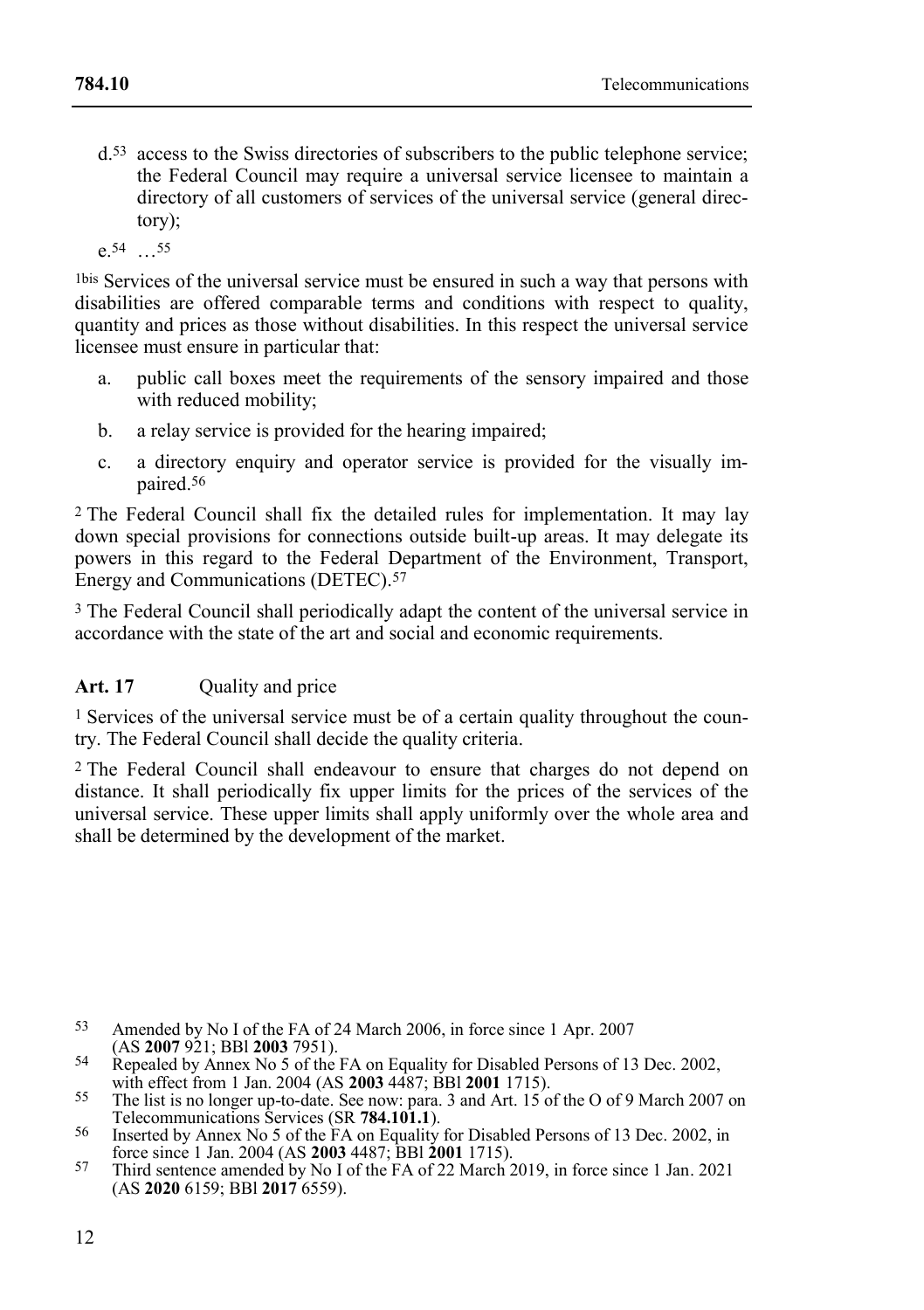d.[53] access to the Swiss directories of subscribers to the public telephone service; the Federal Council may require a universal service licensee to maintain a directory of all customers of services of the universal service (general directory);

e.[54] …[55]

[1bis] Services of the universal service must be ensured in such a way that persons with disabilities are offered comparable terms and conditions with respect to quality, quantity and prices as those without disabilities. In this respect the universal service licensee must ensure in particular that:

a. public call boxes meet the requirements of the sensory impaired and those with reduced mobility;

b. a relay service is provided for the hearing impaired;

c. a directory enquiry and operator service is provided for the visually impaired.[56]

[2] The Federal Council shall fix the detailed rules for implementation. It may lay down special provisions for connections outside built-up areas. It may delegate its powers in this regard to the Federal Department of the Environment, Transport, Energy and Communications (DETEC).[57]

[3] The Federal Council shall periodically adapt the content of the universal service in accordance with the state of the art and social and economic requirements.

### Art. 17 Quality and price

[1] Services of the universal service must be of a certain quality throughout the country. The Federal Council shall decide the quality criteria.

[2] The Federal Council shall endeavour to ensure that charges do not depend on distance. It shall periodically fix upper limits for the prices of the services of the universal service. These upper limits shall apply uniformly over the whole area and shall be determined by the development of the market.

---

53 Amended by No I of the FA of 24 March 2006, in force since 1 Apr. 2007 (AS **2007** 921; BBl **2003** 7951).

54 Repealed by Annex No 5 of the FA on Equality for Disabled Persons of 13 Dec. 2002, with effect from 1 Jan. 2004 (AS **2003** 4487; BBl **2001** 1715).

55 The list is no longer up-to-date. See now: para. 3 and Art. 15 of the O of 9 March 2007 on Telecommunications Services (SR **784.101.1**).

56 Inserted by Annex No 5 of the FA on Equality for Disabled Persons of 13 Dec. 2002, in force since 1 Jan. 2004 (AS **2003** 4487; BBl **2001** 1715).

57 Third sentence amended by No I of the FA of 22 March 2019, in force since 1 Jan. 2021 (AS **2020** 6159; BBl **2017** 6559).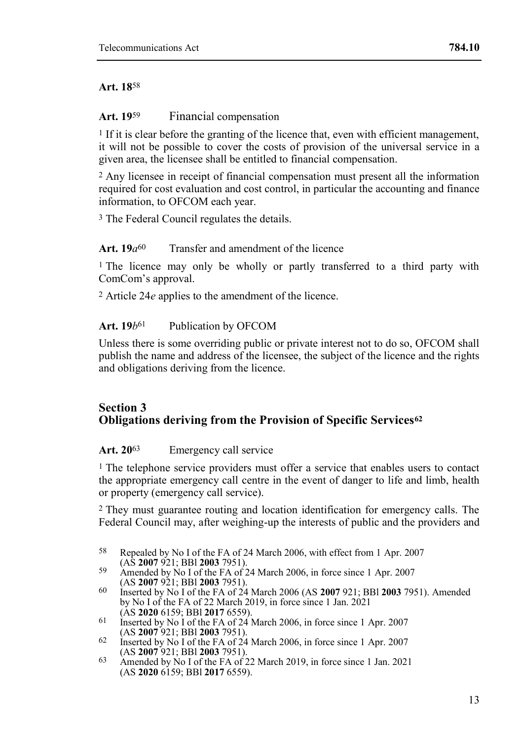**Art. 18**[58]

**Art. 19**[59] Financial compensation

[1] If it is clear before the granting of the licence that, even with efficient management, it will not be possible to cover the costs of provision of the universal service in a given area, the licensee shall be entitled to financial compensation.

[2] Any licensee in receipt of financial compensation must present all the information required for cost evaluation and cost control, in particular the accounting and finance information, to OFCOM each year.

[3] The Federal Council regulates the details.

**Art. 19*a***[60] Transfer and amendment of the licence

[1] The licence may only be wholly or partly transferred to a third party with ComCom's approval.

[2] Article 24*e* applies to the amendment of the licence.

**Art. 19*b***[61] Publication by OFCOM

Unless there is some overriding public or private interest not to do so, OFCOM shall publish the name and address of the licensee, the subject of the licence and the rights and obligations deriving from the licence.

## Section 3 Obligations deriving from the Provision of Specific Services[62]

**Art. 20**[63] Emergency call service

[1] The telephone service providers must offer a service that enables users to contact the appropriate emergency call centre in the event of danger to life and limb, health or property (emergency call service).

[2] They must guarantee routing and location identification for emergency calls. The Federal Council may, after weighing-up the interests of public and the providers and

---

58 Repealed by No I of the FA of 24 March 2006, with effect from 1 Apr. 2007 (AS **2007** 921; BBl **2003** 7951).

59 Amended by No I of the FA of 24 March 2006, in force since 1 Apr. 2007 (AS **2007** 921; BBl **2003** 7951).

60 Inserted by No I of the FA of 24 March 2006 (AS **2007** 921; BBl **2003** 7951). Amended by No I of the FA of 22 March 2019, in force since 1 Jan. 2021 (AS **2020** 6159; BBl **2017** 6559).

61 Inserted by No I of the FA of 24 March 2006, in force since 1 Apr. 2007 (AS **2007** 921; BBl **2003** 7951).

62 Inserted by No I of the FA of 24 March 2006, in force since 1 Apr. 2007 (AS **2007** 921; BBl **2003** 7951).

63 Amended by No I of the FA of 22 March 2019, in force since 1 Jan. 2021 (AS **2020** 6159; BBl **2017** 6559).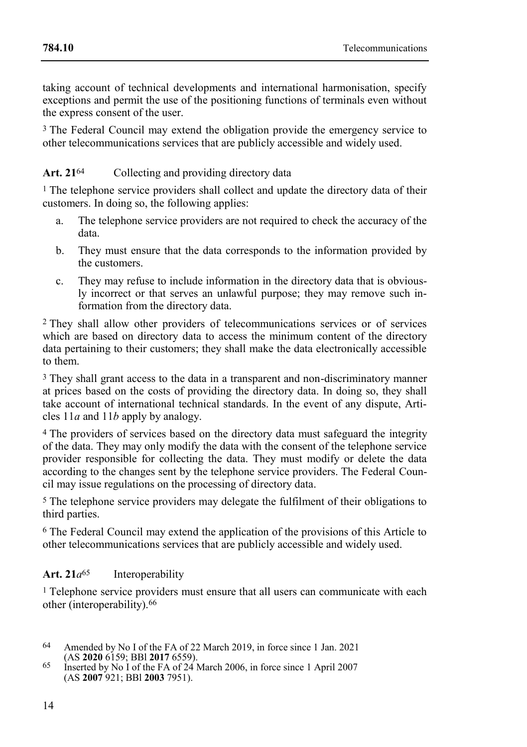taking account of technical developments and international harmonisation, specify exceptions and permit the use of the positioning functions of terminals even without the express consent of the user.

[3] The Federal Council may extend the obligation provide the emergency service to other telecommunications services that are publicly accessible and widely used.

### Art. 21[64] Collecting and providing directory data

[1] The telephone service providers shall collect and update the directory data of their customers. In doing so, the following applies:

a. The telephone service providers are not required to check the accuracy of the data.

b. They must ensure that the data corresponds to the information provided by the customers.

c. They may refuse to include information in the directory data that is obviously incorrect or that serves an unlawful purpose; they may remove such information from the directory data.

[2] They shall allow other providers of telecommunications services or of services which are based on directory data to access the minimum content of the directory data pertaining to their customers; they shall make the data electronically accessible to them.

[3] They shall grant access to the data in a transparent and non-discriminatory manner at prices based on the costs of providing the directory data. In doing so, they shall take account of international technical standards. In the event of any dispute, Articles 11*a* and 11*b* apply by analogy.

[4] The providers of services based on the directory data must safeguard the integrity of the data. They may only modify the data with the consent of the telephone service provider responsible for collecting the data. They must modify or delete the data according to the changes sent by the telephone service providers. The Federal Council may issue regulations on the processing of directory data.

[5] The telephone service providers may delegate the fulfilment of their obligations to third parties.

[6] The Federal Council may extend the application of the provisions of this Article to other telecommunications services that are publicly accessible and widely used.

### Art. 21*a*[65] Interoperability

[1] Telephone service providers must ensure that all users can communicate with each other (interoperability).[66]

---

[64] Amended by No I of the FA of 22 March 2019, in force since 1 Jan. 2021 (AS **2020** 6159; BBl **2017** 6559).

[65] Inserted by No I of the FA of 24 March 2006, in force since 1 April 2007 (AS **2007** 921; BBl **2003** 7951).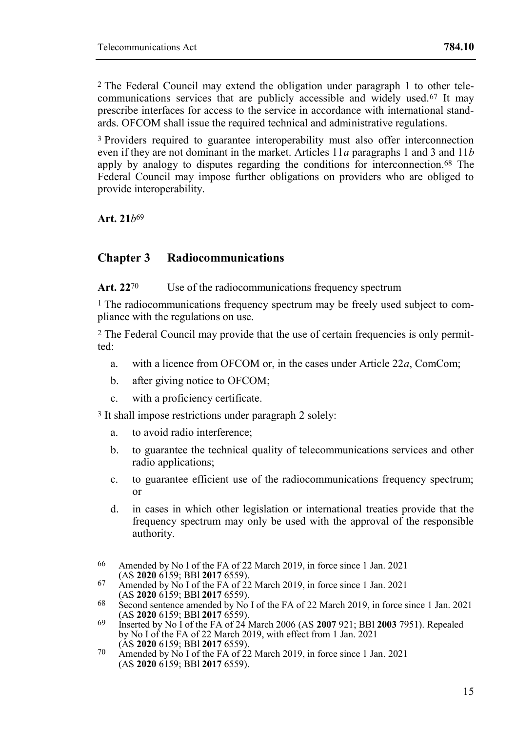[2] The Federal Council may extend the obligation under paragraph 1 to other telecommunications services that are publicly accessible and widely used.[67] It may prescribe interfaces for access to the service in accordance with international standards. OFCOM shall issue the required technical and administrative regulations.

[3] Providers required to guarantee interoperability must also offer interconnection even if they are not dominant in the market. Articles 11*a* paragraphs 1 and 3 and 11*b* apply by analogy to disputes regarding the conditions for interconnection.[68] The Federal Council may impose further obligations on providers who are obliged to provide interoperability.

**Art. 21*b*[69]**

## Chapter 3 Radiocommunications

**Art. 22[70]** Use of the radiocommunications frequency spectrum

[1] The radiocommunications frequency spectrum may be freely used subject to compliance with the regulations on use.

[2] The Federal Council may provide that the use of certain frequencies is only permitted:

a. with a licence from OFCOM or, in the cases under Article 22*a*, ComCom;

b. after giving notice to OFCOM;

c. with a proficiency certificate.

[3] It shall impose restrictions under paragraph 2 solely:

a. to avoid radio interference;

b. to guarantee the technical quality of telecommunications services and other radio applications;

c. to guarantee efficient use of the radiocommunications frequency spectrum; or

d. in cases in which other legislation or international treaties provide that the frequency spectrum may only be used with the approval of the responsible authority.

---

66 Amended by No I of the FA of 22 March 2019, in force since 1 Jan. 2021 (AS **2020** 6159; BBl **2017** 6559).

67 Amended by No I of the FA of 22 March 2019, in force since 1 Jan. 2021 (AS **2020** 6159; BBl **2017** 6559).

68 Second sentence amended by No I of the FA of 22 March 2019, in force since 1 Jan. 2021 (AS **2020** 6159; BBl **2017** 6559).

69 Inserted by No I of the FA of 24 March 2006 (AS **2007** 921; BBl **2003** 7951). Repealed by No I of the FA of 22 March 2019, with effect from 1 Jan. 2021 (AS **2020** 6159; BBl **2017** 6559).

70 Amended by No I of the FA of 22 March 2019, in force since 1 Jan. 2021 (AS **2020** 6159; BBl **2017** 6559).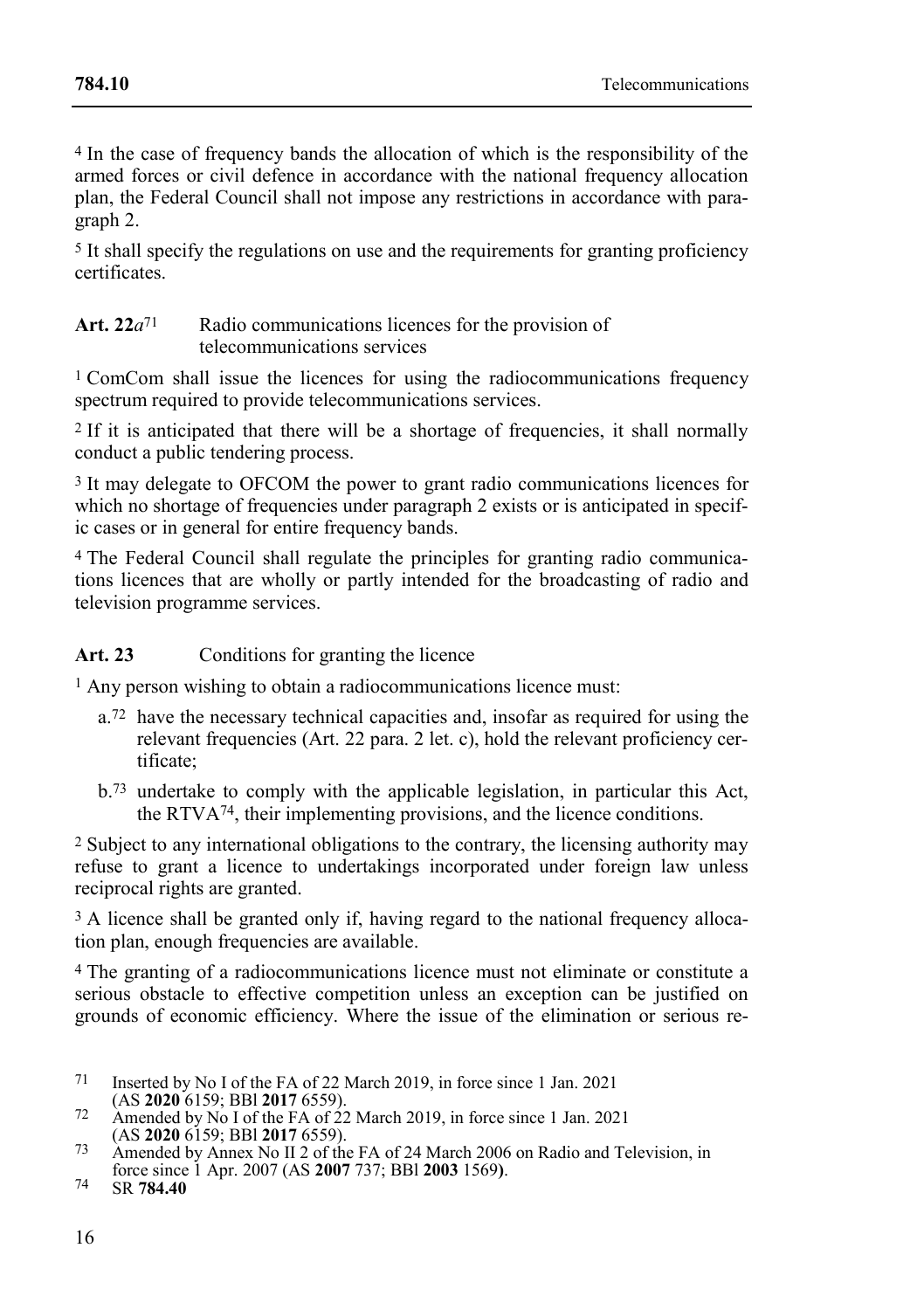[4] In the case of frequency bands the allocation of which is the responsibility of the armed forces or civil defence in accordance with the national frequency allocation plan, the Federal Council shall not impose any restrictions in accordance with paragraph 2.

[5] It shall specify the regulations on use and the requirements for granting proficiency certificates.

**Art. 22*a*[71]** Radio communications licences for the provision of telecommunications services

[1] ComCom shall issue the licences for using the radiocommunications frequency spectrum required to provide telecommunications services.

[2] If it is anticipated that there will be a shortage of frequencies, it shall normally conduct a public tendering process.

[3] It may delegate to OFCOM the power to grant radio communications licences for which no shortage of frequencies under paragraph 2 exists or is anticipated in specific cases or in general for entire frequency bands.

[4] The Federal Council shall regulate the principles for granting radio communications licences that are wholly or partly intended for the broadcasting of radio and television programme services.

**Art. 23** Conditions for granting the licence

[1] Any person wishing to obtain a radiocommunications licence must:

- a.[72] have the necessary technical capacities and, insofar as required for using the relevant frequencies (Art. 22 para. 2 let. c), hold the relevant proficiency certificate;
- b.[73] undertake to comply with the applicable legislation, in particular this Act, the RTVA[74], their implementing provisions, and the licence conditions.

[2] Subject to any international obligations to the contrary, the licensing authority may refuse to grant a licence to undertakings incorporated under foreign law unless reciprocal rights are granted.

[3] A licence shall be granted only if, having regard to the national frequency allocation plan, enough frequencies are available.

[4] The granting of a radiocommunications licence must not eliminate or constitute a serious obstacle to effective competition unless an exception can be justified on grounds of economic efficiency. Where the issue of the elimination or serious re-

---

[71] Inserted by No I of the FA of 22 March 2019, in force since 1 Jan. 2021 (AS **2020** 6159; BBl **2017** 6559).

[72] Amended by No I of the FA of 22 March 2019, in force since 1 Jan. 2021 (AS **2020** 6159; BBl **2017** 6559).

[73] Amended by Annex No II 2 of the FA of 24 March 2006 on Radio and Television, in force since 1 Apr. 2007 (AS **2007** 737; BBl **2003** 1569).

[74] SR **784.40**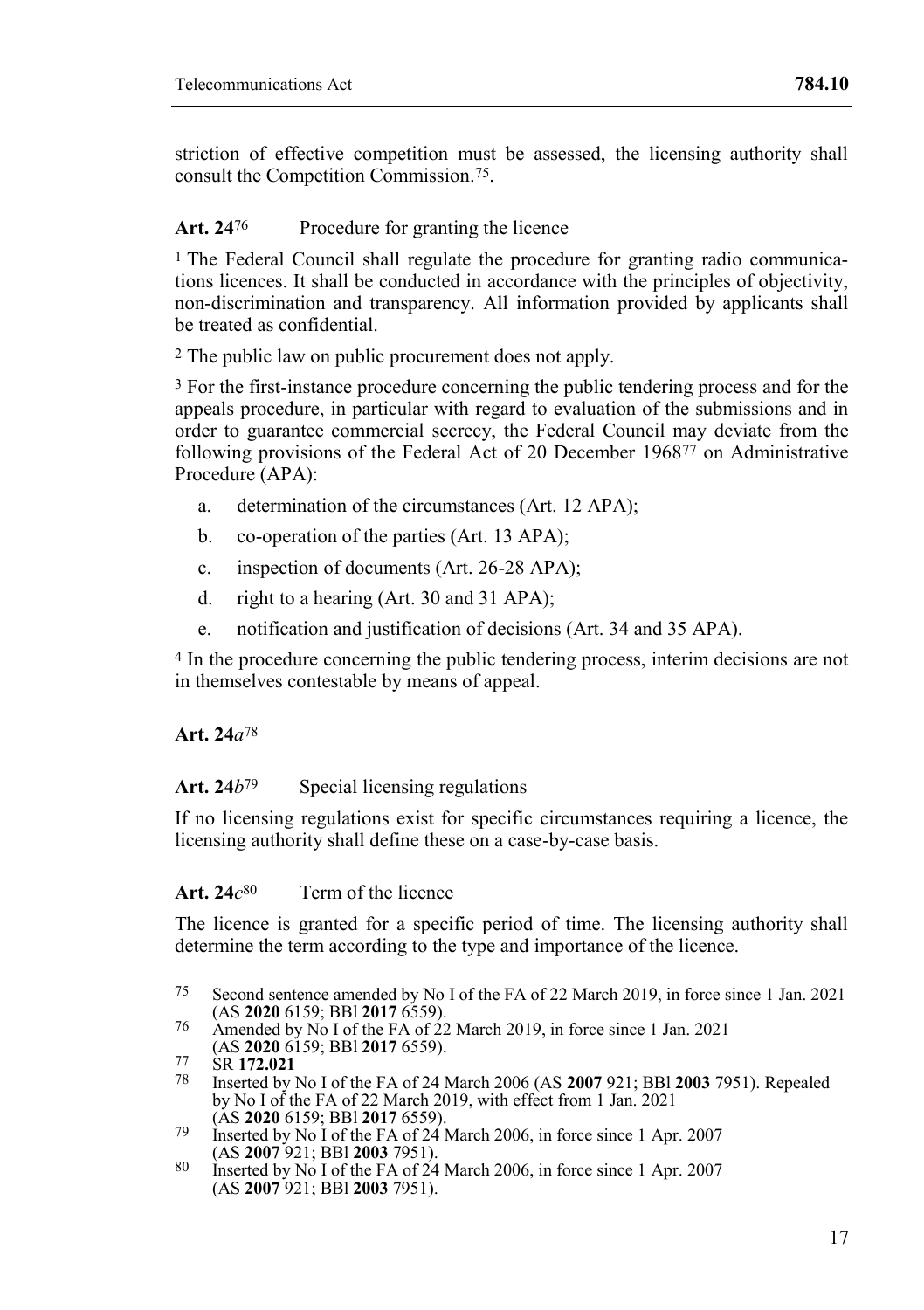striction of effective competition must be assessed, the licensing authority shall consult the Competition Commission.[75].

### Art. 24[76] Procedure for granting the licence

[1] The Federal Council shall regulate the procedure for granting radio communications licences. It shall be conducted in accordance with the principles of objectivity, non-discrimination and transparency. All information provided by applicants shall be treated as confidential.

[2] The public law on public procurement does not apply.

[3] For the first-instance procedure concerning the public tendering process and for the appeals procedure, in particular with regard to evaluation of the submissions and in order to guarantee commercial secrecy, the Federal Council may deviate from the following provisions of the Federal Act of 20 December 1968[77] on Administrative Procedure (APA):

a. determination of the circumstances (Art. 12 APA);

b. co-operation of the parties (Art. 13 APA);

c. inspection of documents (Art. 26-28 APA);

d. right to a hearing (Art. 30 and 31 APA);

e. notification and justification of decisions (Art. 34 and 35 APA).

[4] In the procedure concerning the public tendering process, interim decisions are not in themselves contestable by means of appeal.

### Art. 24*a*[78]

### Art. 24*b*[79] Special licensing regulations

If no licensing regulations exist for specific circumstances requiring a licence, the licensing authority shall define these on a case-by-case basis.

### Art. 24*c*[80] Term of the licence

The licence is granted for a specific period of time. The licensing authority shall determine the term according to the type and importance of the licence.

---

[75] Second sentence amended by No I of the FA of 22 March 2019, in force since 1 Jan. 2021 (AS **2020** 6159; BBl **2017** 6559).

[76] Amended by No I of the FA of 22 March 2019, in force since 1 Jan. 2021 (AS **2020** 6159; BBl **2017** 6559).

[77] SR **172.021**

[78] Inserted by No I of the FA of 24 March 2006 (AS **2007** 921; BBl **2003** 7951). Repealed by No I of the FA of 22 March 2019, with effect from 1 Jan. 2021 (AS **2020** 6159; BBl **2017** 6559).

[79] Inserted by No I of the FA of 24 March 2006, in force since 1 Apr. 2007 (AS **2007** 921; BBl **2003** 7951).

[80] Inserted by No I of the FA of 24 March 2006, in force since 1 Apr. 2007 (AS **2007** 921; BBl **2003** 7951).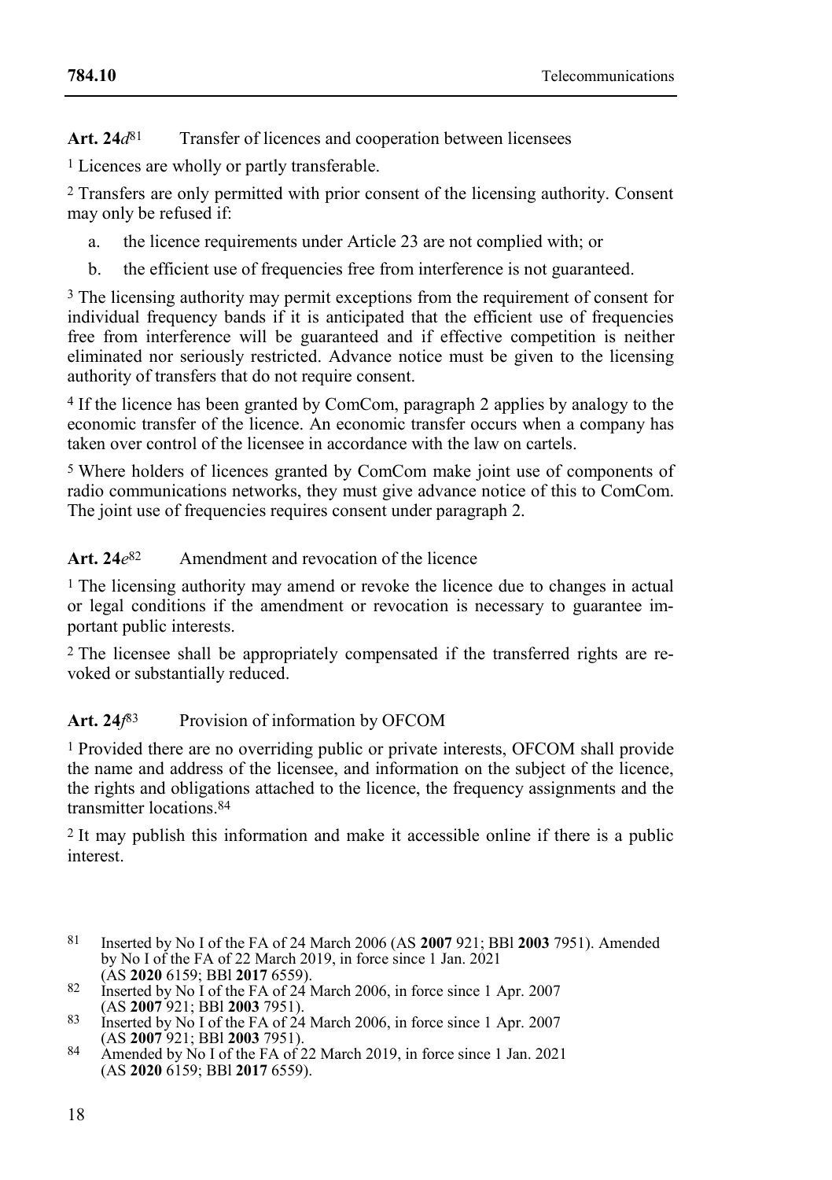**Art. 24*d*[81]** Transfer of licences and cooperation between licensees

[1] Licences are wholly or partly transferable.

[2] Transfers are only permitted with prior consent of the licensing authority. Consent may only be refused if:

a. the licence requirements under Article 23 are not complied with; or

b. the efficient use of frequencies free from interference is not guaranteed.

[3] The licensing authority may permit exceptions from the requirement of consent for individual frequency bands if it is anticipated that the efficient use of frequencies free from interference will be guaranteed and if effective competition is neither eliminated nor seriously restricted. Advance notice must be given to the licensing authority of transfers that do not require consent.

[4] If the licence has been granted by ComCom, paragraph 2 applies by analogy to the economic transfer of the licence. An economic transfer occurs when a company has taken over control of the licensee in accordance with the law on cartels.

[5] Where holders of licences granted by ComCom make joint use of components of radio communications networks, they must give advance notice of this to ComCom. The joint use of frequencies requires consent under paragraph 2.

**Art. 24*e*[82]** Amendment and revocation of the licence

[1] The licensing authority may amend or revoke the licence due to changes in actual or legal conditions if the amendment or revocation is necessary to guarantee important public interests.

[2] The licensee shall be appropriately compensated if the transferred rights are revoked or substantially reduced.

**Art. 24*f*[83]** Provision of information by OFCOM

[1] Provided there are no overriding public or private interests, OFCOM shall provide the name and address of the licensee, and information on the subject of the licence, the rights and obligations attached to the licence, the frequency assignments and the transmitter locations.[84]

[2] It may publish this information and make it accessible online if there is a public interest.

---

81 Inserted by No I of the FA of 24 March 2006 (AS **2007** 921; BBl **2003** 7951). Amended by No I of the FA of 22 March 2019, in force since 1 Jan. 2021 (AS **2020** 6159; BBl **2017** 6559).

82 Inserted by No I of the FA of 24 March 2006, in force since 1 Apr. 2007 (AS **2007** 921; BBl **2003** 7951).

83 Inserted by No I of the FA of 24 March 2006, in force since 1 Apr. 2007 (AS **2007** 921; BBl **2003** 7951).

84 Amended by No I of the FA of 22 March 2019, in force since 1 Jan. 2021 (AS **2020** 6159; BBl **2017** 6559).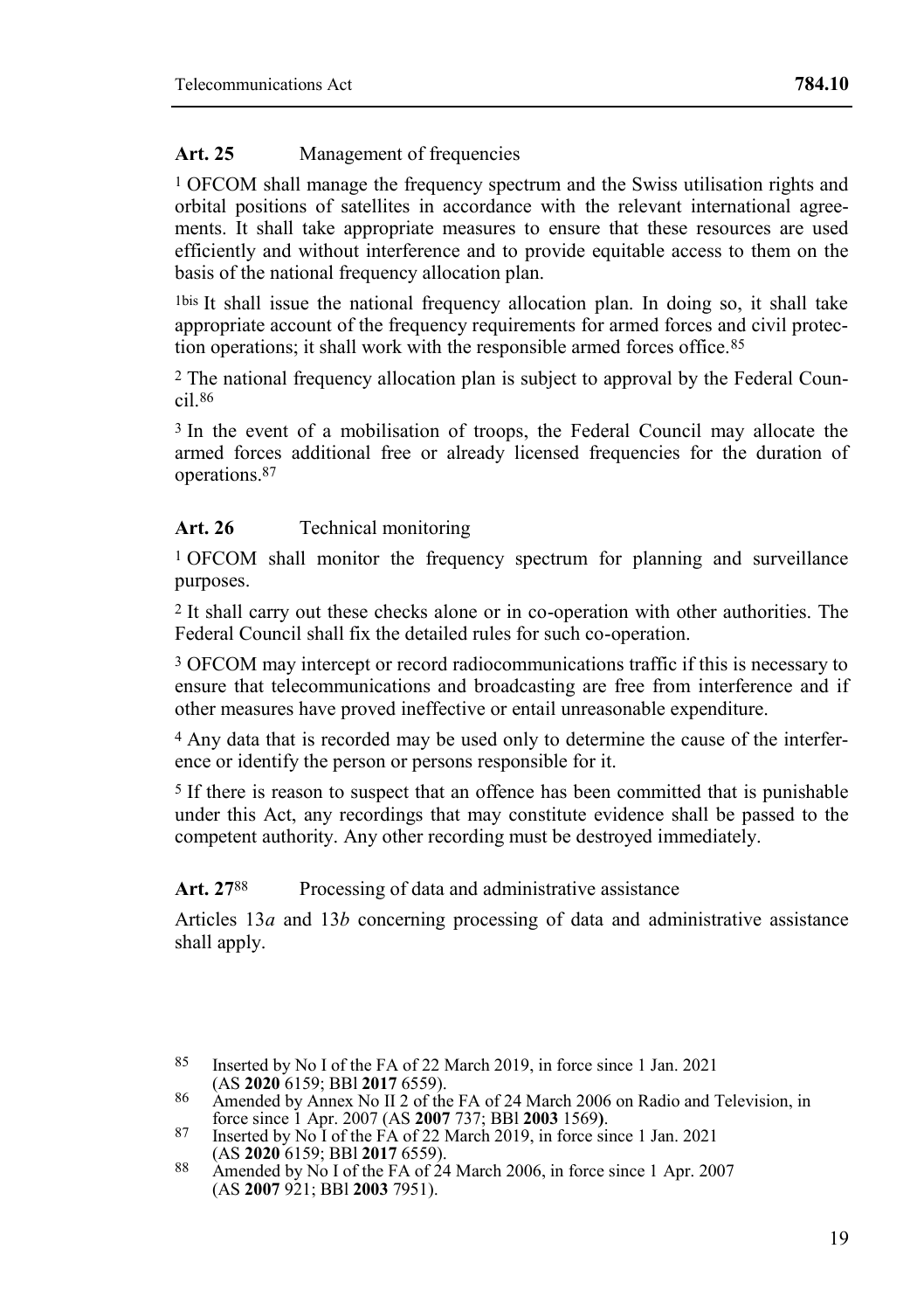**Art. 25** Management of frequencies

[1] OFCOM shall manage the frequency spectrum and the Swiss utilisation rights and orbital positions of satellites in accordance with the relevant international agreements. It shall take appropriate measures to ensure that these resources are used efficiently and without interference and to provide equitable access to them on the basis of the national frequency allocation plan.

[1bis] It shall issue the national frequency allocation plan. In doing so, it shall take appropriate account of the frequency requirements for armed forces and civil protection operations; it shall work with the responsible armed forces office.[85]

[2] The national frequency allocation plan is subject to approval by the Federal Council.[86]

[3] In the event of a mobilisation of troops, the Federal Council may allocate the armed forces additional free or already licensed frequencies for the duration of operations.[87]

**Art. 26** Technical monitoring

[1] OFCOM shall monitor the frequency spectrum for planning and surveillance purposes.

[2] It shall carry out these checks alone or in co-operation with other authorities. The Federal Council shall fix the detailed rules for such co-operation.

[3] OFCOM may intercept or record radiocommunications traffic if this is necessary to ensure that telecommunications and broadcasting are free from interference and if other measures have proved ineffective or entail unreasonable expenditure.

[4] Any data that is recorded may be used only to determine the cause of the interference or identify the person or persons responsible for it.

[5] If there is reason to suspect that an offence has been committed that is punishable under this Act, any recordings that may constitute evidence shall be passed to the competent authority. Any other recording must be destroyed immediately.

**Art. 27**[88] Processing of data and administrative assistance

Articles 13*a* and 13*b* concerning processing of data and administrative assistance shall apply.

---

[85] Inserted by No I of the FA of 22 March 2019, in force since 1 Jan. 2021 (AS **2020** 6159; BBl **2017** 6559).

[86] Amended by Annex No II 2 of the FA of 24 March 2006 on Radio and Television, in force since 1 Apr. 2007 (AS **2007** 737; BBl **2003** 1569).

[87] Inserted by No I of the FA of 22 March 2019, in force since 1 Jan. 2021 (AS **2020** 6159; BBl **2017** 6559).

[88] Amended by No I of the FA of 24 March 2006, in force since 1 Apr. 2007 (AS **2007** 921; BBl **2003** 7951).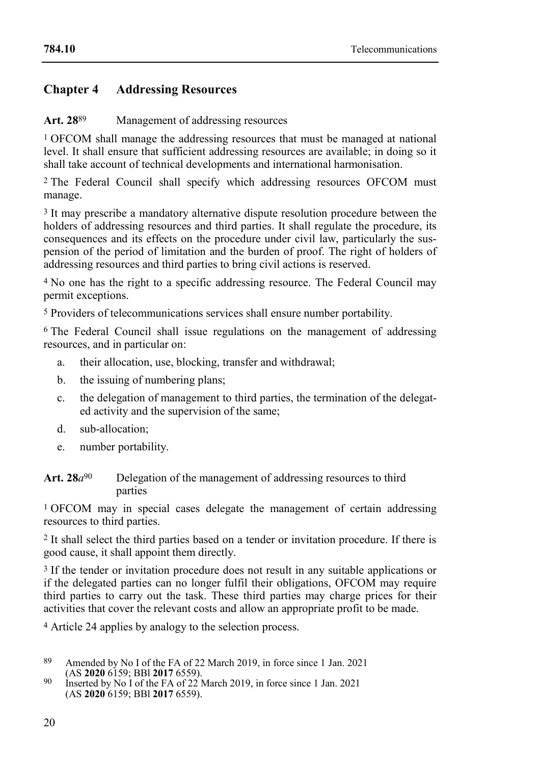## Chapter 4 Addressing Resources

**Art. 28**[89] Management of addressing resources

[1] OFCOM shall manage the addressing resources that must be managed at national level. It shall ensure that sufficient addressing resources are available; in doing so it shall take account of technical developments and international harmonisation.

[2] The Federal Council shall specify which addressing resources OFCOM must manage.

[3] It may prescribe a mandatory alternative dispute resolution procedure between the holders of addressing resources and third parties. It shall regulate the procedure, its consequences and its effects on the procedure under civil law, particularly the suspension of the period of limitation and the burden of proof. The right of holders of addressing resources and third parties to bring civil actions is reserved.

[4] No one has the right to a specific addressing resource. The Federal Council may permit exceptions.

[5] Providers of telecommunications services shall ensure number portability.

[6] The Federal Council shall issue regulations on the management of addressing resources, and in particular on:

a. their allocation, use, blocking, transfer and withdrawal;
b. the issuing of numbering plans;
c. the delegation of management to third parties, the termination of the delegated activity and the supervision of the same;
d. sub-allocation;
e. number portability.

**Art. 28*a***[90] Delegation of the management of addressing resources to third parties

[1] OFCOM may in special cases delegate the management of certain addressing resources to third parties.

[2] It shall select the third parties based on a tender or invitation procedure. If there is good cause, it shall appoint them directly.

[3] If the tender or invitation procedure does not result in any suitable applications or if the delegated parties can no longer fulfil their obligations, OFCOM may require third parties to carry out the task. These third parties may charge prices for their activities that cover the relevant costs and allow an appropriate profit to be made.

[4] Article 24 applies by analogy to the selection process.

---

[89] Amended by No I of the FA of 22 March 2019, in force since 1 Jan. 2021 (AS **2020** 6159; BBl **2017** 6559).

[90] Inserted by No I of the FA of 22 March 2019, in force since 1 Jan. 2021 (AS **2020** 6159; BBl **2017** 6559).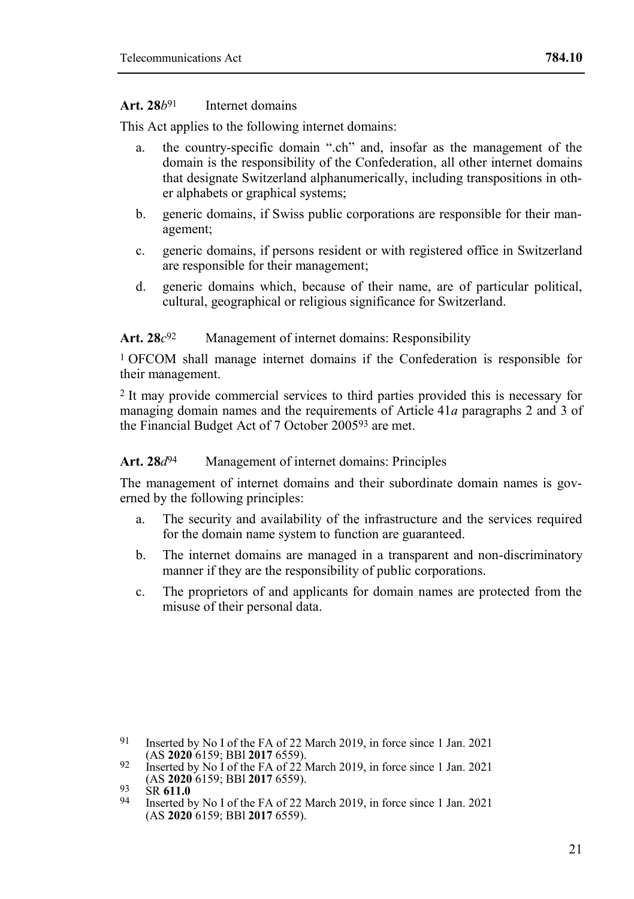**Art. 28*b*[91]** Internet domains

This Act applies to the following internet domains:

a. the country-specific domain ".ch" and, insofar as the management of the domain is the responsibility of the Confederation, all other internet domains that designate Switzerland alphanumerically, including transpositions in other alphabets or graphical systems;

b. generic domains, if Swiss public corporations are responsible for their management;

c. generic domains, if persons resident or with registered office in Switzerland are responsible for their management;

d. generic domains which, because of their name, are of particular political, cultural, geographical or religious significance for Switzerland.

**Art. 28*c*[92]** Management of internet domains: Responsibility

[1] OFCOM shall manage internet domains if the Confederation is responsible for their management.

[2] It may provide commercial services to third parties provided this is necessary for managing domain names and the requirements of Article 41*a* paragraphs 2 and 3 of the Financial Budget Act of 7 October 2005[93] are met.

**Art. 28*d*[94]** Management of internet domains: Principles

The management of internet domains and their subordinate domain names is governed by the following principles:

a. The security and availability of the infrastructure and the services required for the domain name system to function are guaranteed.

b. The internet domains are managed in a transparent and non-discriminatory manner if they are the responsibility of public corporations.

c. The proprietors of and applicants for domain names are protected from the misuse of their personal data.

---

[91] Inserted by No I of the FA of 22 March 2019, in force since 1 Jan. 2021 (AS **2020** 6159; BBl **2017** 6559).

[92] Inserted by No I of the FA of 22 March 2019, in force since 1 Jan. 2021 (AS **2020** 6159; BBl **2017** 6559).

[93] SR **611.0**

[94] Inserted by No I of the FA of 22 March 2019, in force since 1 Jan. 2021 (AS **2020** 6159; BBl **2017** 6559).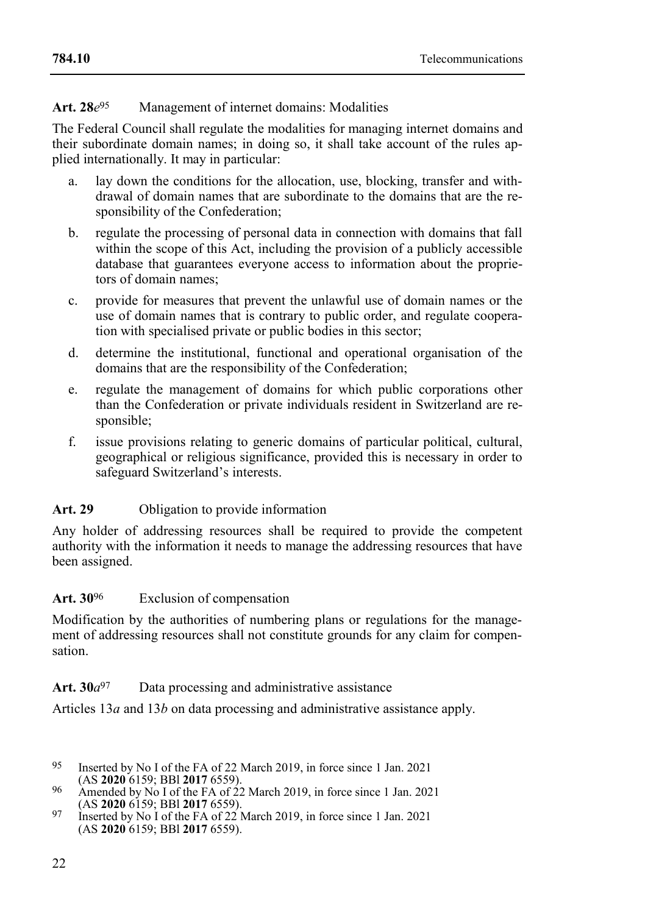**Art. 28*e*[95]** Management of internet domains: Modalities

The Federal Council shall regulate the modalities for managing internet domains and their subordinate domain names; in doing so, it shall take account of the rules applied internationally. It may in particular:

a. lay down the conditions for the allocation, use, blocking, transfer and withdrawal of domain names that are subordinate to the domains that are the responsibility of the Confederation;

b. regulate the processing of personal data in connection with domains that fall within the scope of this Act, including the provision of a publicly accessible database that guarantees everyone access to information about the proprietors of domain names;

c. provide for measures that prevent the unlawful use of domain names or the use of domain names that is contrary to public order, and regulate cooperation with specialised private or public bodies in this sector;

d. determine the institutional, functional and operational organisation of the domains that are the responsibility of the Confederation;

e. regulate the management of domains for which public corporations other than the Confederation or private individuals resident in Switzerland are responsible;

f. issue provisions relating to generic domains of particular political, cultural, geographical or religious significance, provided this is necessary in order to safeguard Switzerland's interests.

**Art. 29** Obligation to provide information

Any holder of addressing resources shall be required to provide the competent authority with the information it needs to manage the addressing resources that have been assigned.

**Art. 30[96]** Exclusion of compensation

Modification by the authorities of numbering plans or regulations for the management of addressing resources shall not constitute grounds for any claim for compensation.

**Art. 30*a*[97]** Data processing and administrative assistance

Articles 13*a* and 13*b* on data processing and administrative assistance apply.

---

[95] Inserted by No I of the FA of 22 March 2019, in force since 1 Jan. 2021 (AS **2020** 6159; BBl **2017** 6559).

[96] Amended by No I of the FA of 22 March 2019, in force since 1 Jan. 2021 (AS **2020** 6159; BBl **2017** 6559).

[97] Inserted by No I of the FA of 22 March 2019, in force since 1 Jan. 2021 (AS **2020** 6159; BBl **2017** 6559).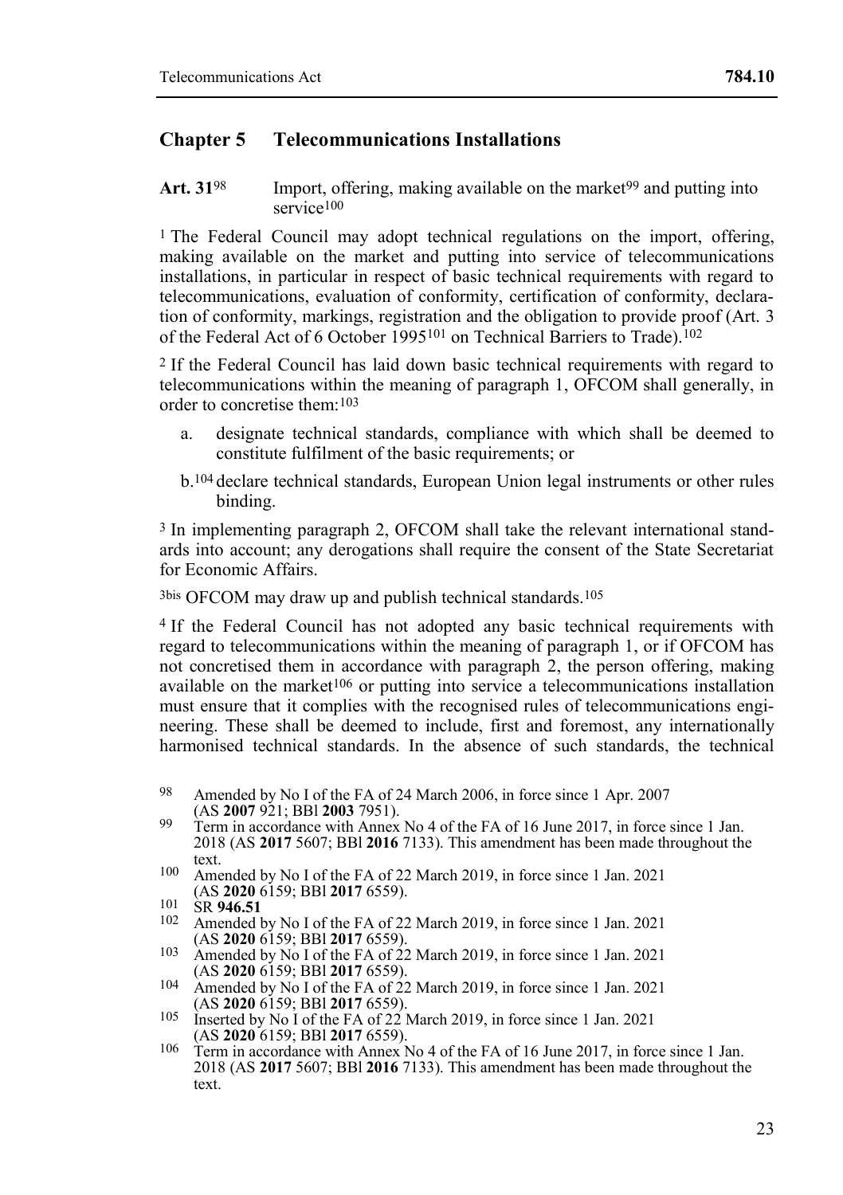## Chapter 5 Telecommunications Installations

**Art. 31**[98] Import, offering, making available on the market[99] and putting into service[100]

[1] The Federal Council may adopt technical regulations on the import, offering, making available on the market and putting into service of telecommunications installations, in particular in respect of basic technical requirements with regard to telecommunications, evaluation of conformity, certification of conformity, declaration of conformity, markings, registration and the obligation to provide proof (Art. 3 of the Federal Act of 6 October 1995[101] on Technical Barriers to Trade).[102]

[2] If the Federal Council has laid down basic technical requirements with regard to telecommunications within the meaning of paragraph 1, OFCOM shall generally, in order to concretise them:[103]

a. designate technical standards, compliance with which shall be deemed to constitute fulfilment of the basic requirements; or

b.[104] declare technical standards, European Union legal instruments or other rules binding.

[3] In implementing paragraph 2, OFCOM shall take the relevant international standards into account; any derogations shall require the consent of the State Secretariat for Economic Affairs.

[3bis] OFCOM may draw up and publish technical standards.[105]

[4] If the Federal Council has not adopted any basic technical requirements with regard to telecommunications within the meaning of paragraph 1, or if OFCOM has not concretised them in accordance with paragraph 2, the person offering, making available on the market[106] or putting into service a telecommunications installation must ensure that it complies with the recognised rules of telecommunications engineering. These shall be deemed to include, first and foremost, any internationally harmonised technical standards. In the absence of such standards, the technical

---

98 Amended by No I of the FA of 24 March 2006, in force since 1 Apr. 2007 (AS **2007** 921; BBl **2003** 7951).

99 Term in accordance with Annex No 4 of the FA of 16 June 2017, in force since 1 Jan. 2018 (AS **2017** 5607; BBl **2016** 7133). This amendment has been made throughout the text.

100 Amended by No I of the FA of 22 March 2019, in force since 1 Jan. 2021 (AS **2020** 6159; BBl **2017** 6559).

101 SR **946.51**

102 Amended by No I of the FA of 22 March 2019, in force since 1 Jan. 2021 (AS **2020** 6159; BBl **2017** 6559).

103 Amended by No I of the FA of 22 March 2019, in force since 1 Jan. 2021 (AS **2020** 6159; BBl **2017** 6559).

104 Amended by No I of the FA of 22 March 2019, in force since 1 Jan. 2021 (AS **2020** 6159; BBl **2017** 6559).

105 Inserted by No I of the FA of 22 March 2019, in force since 1 Jan. 2021 (AS **2020** 6159; BBl **2017** 6559).

106 Term in accordance with Annex No 4 of the FA of 16 June 2017, in force since 1 Jan. 2018 (AS **2017** 5607; BBl **2016** 7133). This amendment has been made throughout the text.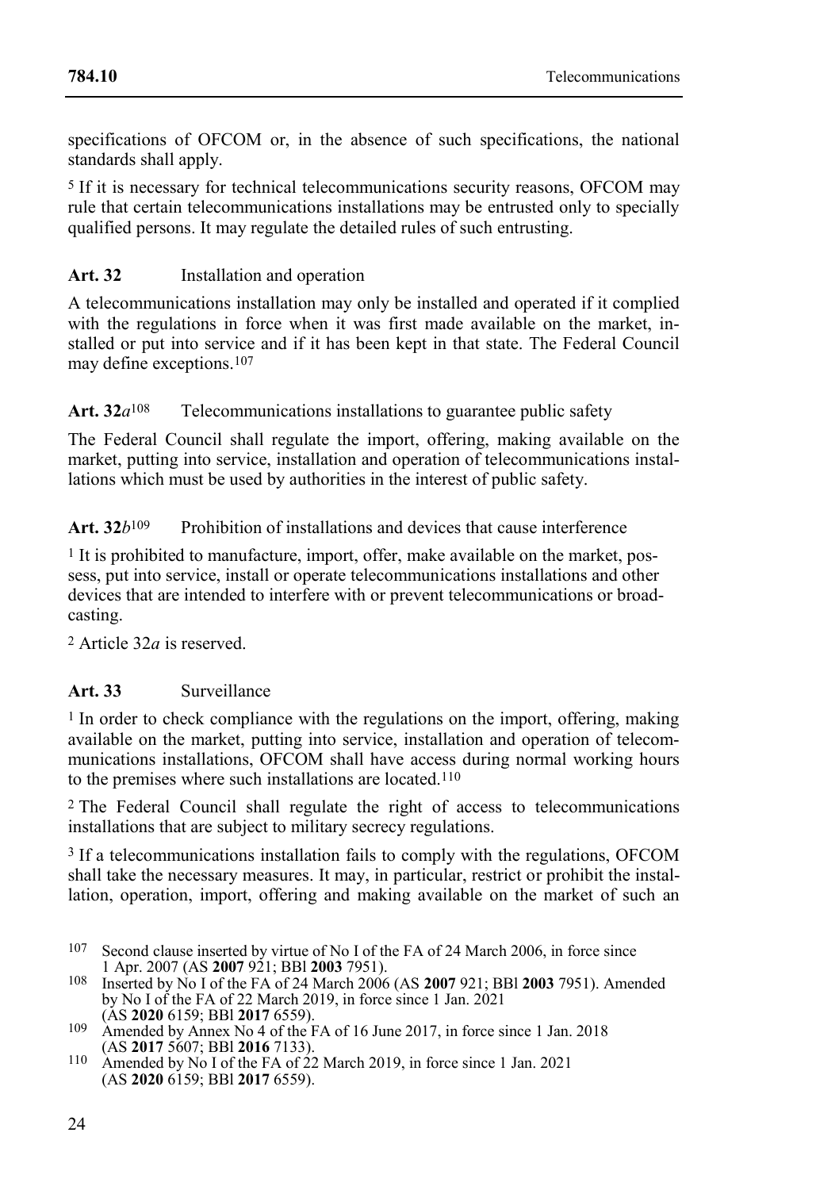specifications of OFCOM or, in the absence of such specifications, the national standards shall apply.

5 If it is necessary for technical telecommunications security reasons, OFCOM may rule that certain telecommunications installations may be entrusted only to specially qualified persons. It may regulate the detailed rules of such entrusting.

**Art. 32** Installation and operation

A telecommunications installation may only be installed and operated if it complied with the regulations in force when it was first made available on the market, installed or put into service and if it has been kept in that state. The Federal Council may define exceptions.[107]

**Art. 32*a***[108] Telecommunications installations to guarantee public safety

The Federal Council shall regulate the import, offering, making available on the market, putting into service, installation and operation of telecommunications installations which must be used by authorities in the interest of public safety.

**Art. 32*b***[109] Prohibition of installations and devices that cause interference

1 It is prohibited to manufacture, import, offer, make available on the market, possess, put into service, install or operate telecommunications installations and other devices that are intended to interfere with or prevent telecommunications or broadcasting.

2 Article 32*a* is reserved.

**Art. 33** Surveillance

1 In order to check compliance with the regulations on the import, offering, making available on the market, putting into service, installation and operation of telecommunications installations, OFCOM shall have access during normal working hours to the premises where such installations are located.[110]

2 The Federal Council shall regulate the right of access to telecommunications installations that are subject to military secrecy regulations.

3 If a telecommunications installation fails to comply with the regulations, OFCOM shall take the necessary measures. It may, in particular, restrict or prohibit the installation, operation, import, offering and making available on the market of such an

---

107 Second clause inserted by virtue of No I of the FA of 24 March 2006, in force since 1 Apr. 2007 (AS **2007** 921; BBl **2003** 7951).

108 Inserted by No I of the FA of 24 March 2006 (AS **2007** 921; BBl **2003** 7951). Amended by No I of the FA of 22 March 2019, in force since 1 Jan. 2021 (AS **2020** 6159; BBl **2017** 6559).

109 Amended by Annex No 4 of the FA of 16 June 2017, in force since 1 Jan. 2018 (AS **2017** 5607; BBl **2016** 7133).

110 Amended by No I of the FA of 22 March 2019, in force since 1 Jan. 2021 (AS **2020** 6159; BBl **2017** 6559).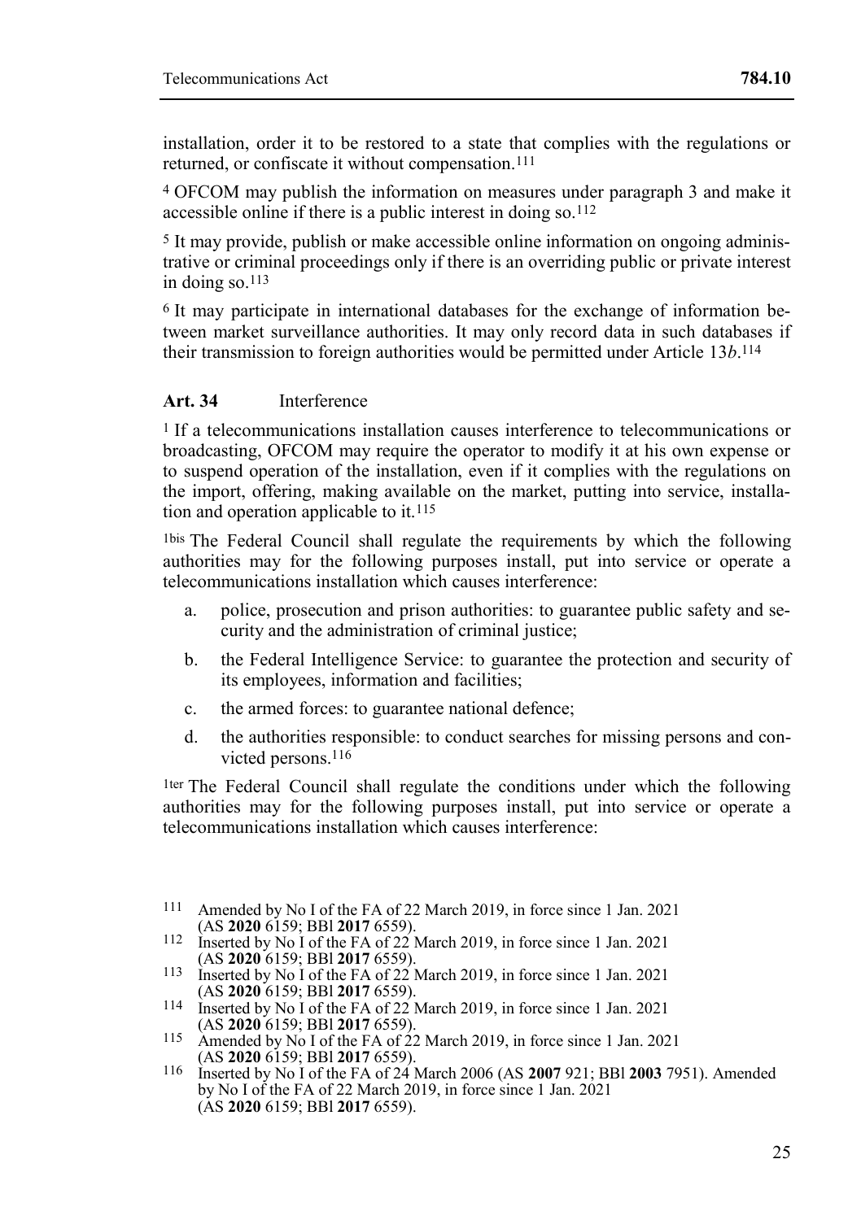installation, order it to be restored to a state that complies with the regulations or returned, or confiscate it without compensation.[111]

[4] OFCOM may publish the information on measures under paragraph 3 and make it accessible online if there is a public interest in doing so.[112]

[5] It may provide, publish or make accessible online information on ongoing administrative or criminal proceedings only if there is an overriding public or private interest in doing so.[113]

[6] It may participate in international databases for the exchange of information between market surveillance authorities. It may only record data in such databases if their transmission to foreign authorities would be permitted under Article 13*b*.[114]

### Art. 34 Interference

[1] If a telecommunications installation causes interference to telecommunications or broadcasting, OFCOM may require the operator to modify it at his own expense or to suspend operation of the installation, even if it complies with the regulations on the import, offering, making available on the market, putting into service, installation and operation applicable to it.[115]

[1bis] The Federal Council shall regulate the requirements by which the following authorities may for the following purposes install, put into service or operate a telecommunications installation which causes interference:

a. police, prosecution and prison authorities: to guarantee public safety and security and the administration of criminal justice;

b. the Federal Intelligence Service: to guarantee the protection and security of its employees, information and facilities;

c. the armed forces: to guarantee national defence;

d. the authorities responsible: to conduct searches for missing persons and convicted persons.[116]

[1ter] The Federal Council shall regulate the conditions under which the following authorities may for the following purposes install, put into service or operate a telecommunications installation which causes interference:

---

111 Amended by No I of the FA of 22 March 2019, in force since 1 Jan. 2021 (AS **2020** 6159; BBl **2017** 6559).

112 Inserted by No I of the FA of 22 March 2019, in force since 1 Jan. 2021 (AS **2020** 6159; BBl **2017** 6559).

113 Inserted by No I of the FA of 22 March 2019, in force since 1 Jan. 2021 (AS **2020** 6159; BBl **2017** 6559).

114 Inserted by No I of the FA of 22 March 2019, in force since 1 Jan. 2021 (AS **2020** 6159; BBl **2017** 6559).

115 Amended by No I of the FA of 22 March 2019, in force since 1 Jan. 2021 (AS **2020** 6159; BBl **2017** 6559).

116 Inserted by No I of the FA of 24 March 2006 (AS **2007** 921; BBl **2003** 7951). Amended by No I of the FA of 22 March 2019, in force since 1 Jan. 2021 (AS **2020** 6159; BBl **2017** 6559).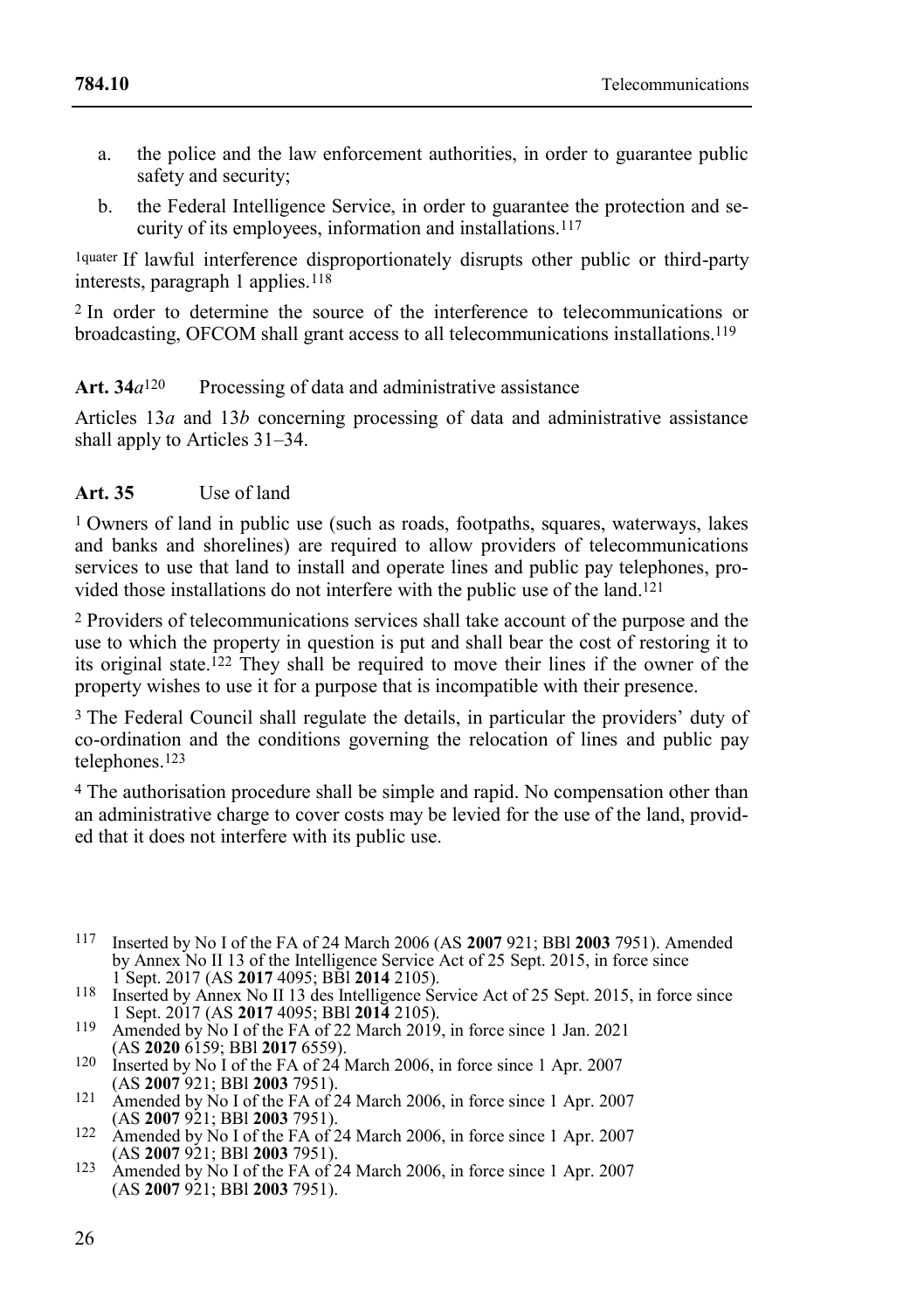a. the police and the law enforcement authorities, in order to guarantee public safety and security;

b. the Federal Intelligence Service, in order to guarantee the protection and security of its employees, information and installations.[117]

1quater If lawful interference disproportionately disrupts other public or third-party interests, paragraph 1 applies.[118]

2 In order to determine the source of the interference to telecommunications or broadcasting, OFCOM shall grant access to all telecommunications installations.[119]

**Art. 34*a***[120] Processing of data and administrative assistance

Articles 13*a* and 13*b* concerning processing of data and administrative assistance shall apply to Articles 31–34.

**Art. 35** Use of land

1 Owners of land in public use (such as roads, footpaths, squares, waterways, lakes and banks and shorelines) are required to allow providers of telecommunications services to use that land to install and operate lines and public pay telephones, provided those installations do not interfere with the public use of the land.[121]

2 Providers of telecommunications services shall take account of the purpose and the use to which the property in question is put and shall bear the cost of restoring it to its original state.[122] They shall be required to move their lines if the owner of the property wishes to use it for a purpose that is incompatible with their presence.

3 The Federal Council shall regulate the details, in particular the providers' duty of co-ordination and the conditions governing the relocation of lines and public pay telephones.[123]

4 The authorisation procedure shall be simple and rapid. No compensation other than an administrative charge to cover costs may be levied for the use of the land, provided that it does not interfere with its public use.

---

117 Inserted by No I of the FA of 24 March 2006 (AS **2007** 921; BBl **2003** 7951). Amended by Annex No II 13 of the Intelligence Service Act of 25 Sept. 2015, in force since 1 Sept. 2017 (AS **2017** 4095; BBl **2014** 2105).

118 Inserted by Annex No II 13 des Intelligence Service Act of 25 Sept. 2015, in force since 1 Sept. 2017 (AS **2017** 4095; BBl **2014** 2105).

119 Amended by No I of the FA of 22 March 2019, in force since 1 Jan. 2021 (AS **2020** 6159; BBl **2017** 6559).

120 Inserted by No I of the FA of 24 March 2006, in force since 1 Apr. 2007 (AS **2007** 921; BBl **2003** 7951).

121 Amended by No I of the FA of 24 March 2006, in force since 1 Apr. 2007 (AS **2007** 921; BBl **2003** 7951).

122 Amended by No I of the FA of 24 March 2006, in force since 1 Apr. 2007 (AS **2007** 921; BBl **2003** 7951).

123 Amended by No I of the FA of 24 March 2006, in force since 1 Apr. 2007 (AS **2007** 921; BBl **2003** 7951).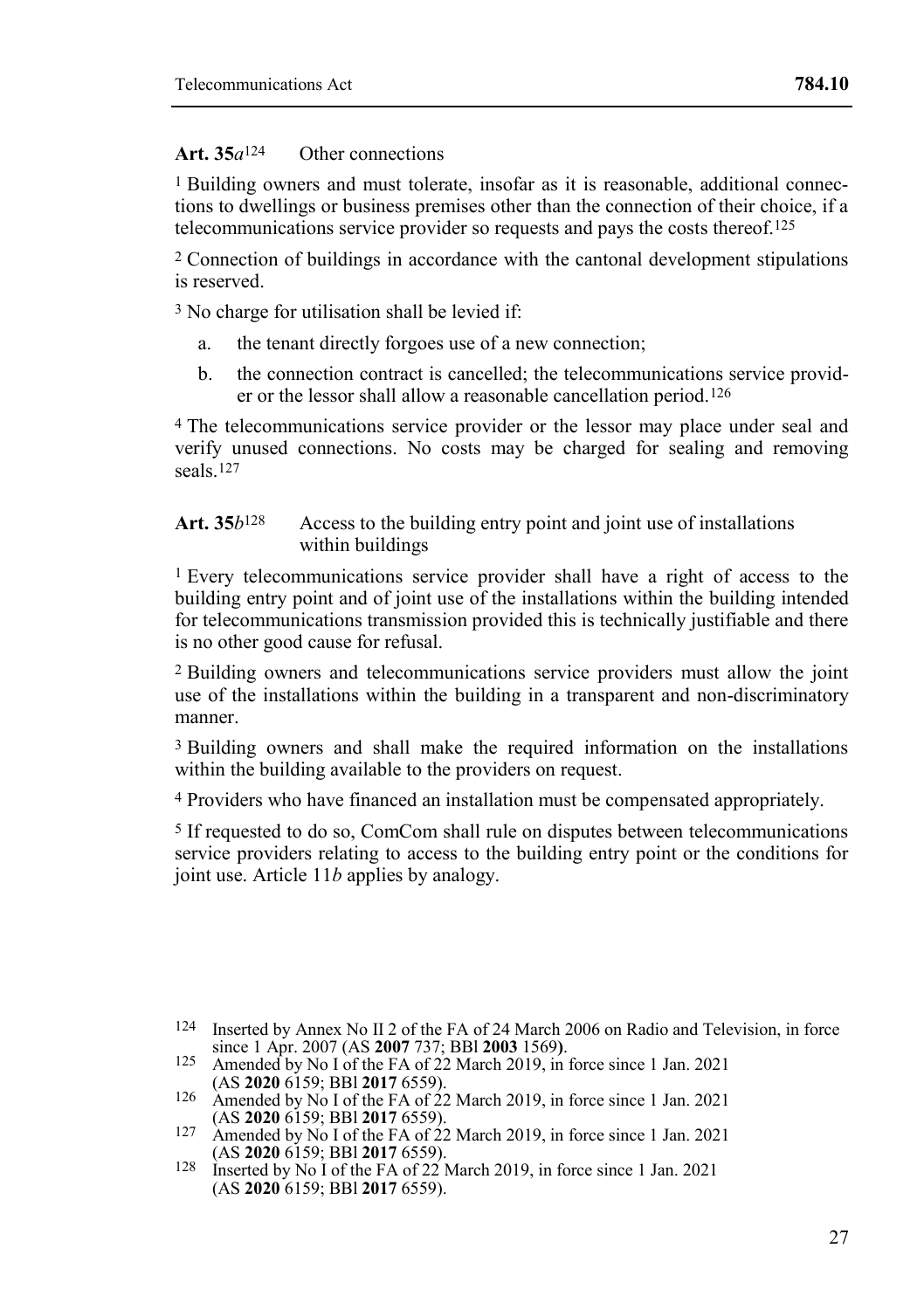**Art. 35*a*[124]** Other connections

[1] Building owners and must tolerate, insofar as it is reasonable, additional connections to dwellings or business premises other than the connection of their choice, if a telecommunications service provider so requests and pays the costs thereof.[125]

[2] Connection of buildings in accordance with the cantonal development stipulations is reserved.

[3] No charge for utilisation shall be levied if:

a. the tenant directly forgoes use of a new connection;

b. the connection contract is cancelled; the telecommunications service provider or the lessor shall allow a reasonable cancellation period.[126]

[4] The telecommunications service provider or the lessor may place under seal and verify unused connections. No costs may be charged for sealing and removing seals.[127]

**Art. 35*b*[128]** Access to the building entry point and joint use of installations within buildings

[1] Every telecommunications service provider shall have a right of access to the building entry point and of joint use of the installations within the building intended for telecommunications transmission provided this is technically justifiable and there is no other good cause for refusal.

[2] Building owners and telecommunications service providers must allow the joint use of the installations within the building in a transparent and non-discriminatory manner.

[3] Building owners and shall make the required information on the installations within the building available to the providers on request.

[4] Providers who have financed an installation must be compensated appropriately.

[5] If requested to do so, ComCom shall rule on disputes between telecommunications service providers relating to access to the building entry point or the conditions for joint use. Article 11*b* applies by analogy.

---

[124] Inserted by Annex No II 2 of the FA of 24 March 2006 on Radio and Television, in force since 1 Apr. 2007 (AS **2007** 737; BBl **2003** 1569).

[125] Amended by No I of the FA of 22 March 2019, in force since 1 Jan. 2021 (AS **2020** 6159; BBl **2017** 6559).

[126] Amended by No I of the FA of 22 March 2019, in force since 1 Jan. 2021 (AS **2020** 6159; BBl **2017** 6559).

[127] Amended by No I of the FA of 22 March 2019, in force since 1 Jan. 2021 (AS **2020** 6159; BBl **2017** 6559).

[128] Inserted by No I of the FA of 22 March 2019, in force since 1 Jan. 2021 (AS **2020** 6159; BBl **2017** 6559).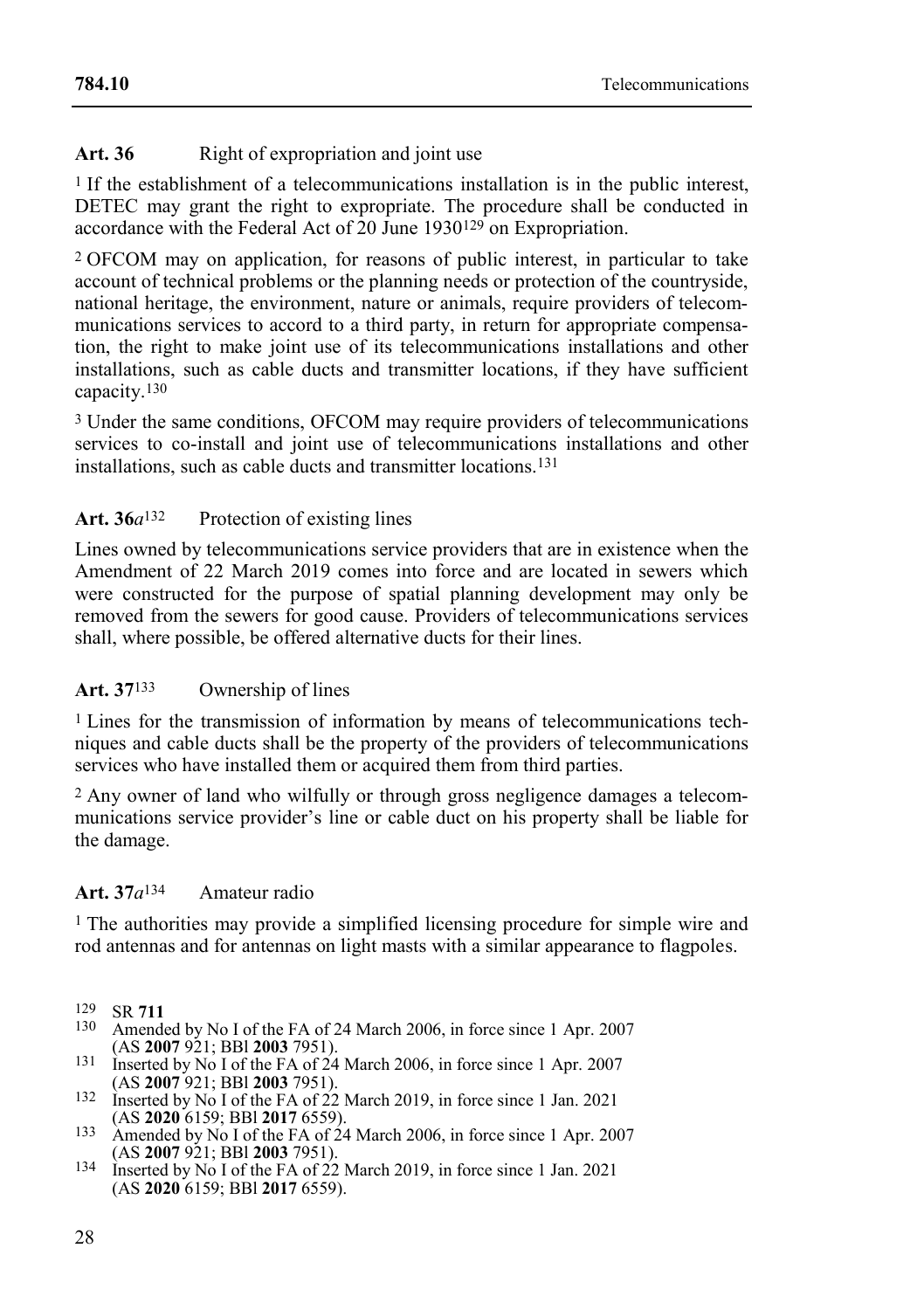### Art. 36 Right of expropriation and joint use

[1] If the establishment of a telecommunications installation is in the public interest, DETEC may grant the right to expropriate. The procedure shall be conducted in accordance with the Federal Act of 20 June 1930[129] on Expropriation.

[2] OFCOM may on application, for reasons of public interest, in particular to take account of technical problems or the planning needs or protection of the countryside, national heritage, the environment, nature or animals, require providers of telecommunications services to accord to a third party, in return for appropriate compensation, the right to make joint use of its telecommunications installations and other installations, such as cable ducts and transmitter locations, if they have sufficient capacity.[130]

[3] Under the same conditions, OFCOM may require providers of telecommunications services to co-install and joint use of telecommunications installations and other installations, such as cable ducts and transmitter locations.[131]

### Art. 36*a*[132] Protection of existing lines

Lines owned by telecommunications service providers that are in existence when the Amendment of 22 March 2019 comes into force and are located in sewers which were constructed for the purpose of spatial planning development may only be removed from the sewers for good cause. Providers of telecommunications services shall, where possible, be offered alternative ducts for their lines.

### Art. 37[133] Ownership of lines

[1] Lines for the transmission of information by means of telecommunications techniques and cable ducts shall be the property of the providers of telecommunications services who have installed them or acquired them from third parties.

[2] Any owner of land who wilfully or through gross negligence damages a telecommunications service provider's line or cable duct on his property shall be liable for the damage.

### Art. 37*a*[134] Amateur radio

[1] The authorities may provide a simplified licensing procedure for simple wire and rod antennas and for antennas on light masts with a similar appearance to flagpoles.

---

[129] SR **711**

[130] Amended by No I of the FA of 24 March 2006, in force since 1 Apr. 2007 (AS **2007** 921; BBl **2003** 7951).

[131] Inserted by No I of the FA of 24 March 2006, in force since 1 Apr. 2007 (AS **2007** 921; BBl **2003** 7951).

[132] Inserted by No I of the FA of 22 March 2019, in force since 1 Jan. 2021 (AS **2020** 6159; BBl **2017** 6559).

[133] Amended by No I of the FA of 24 March 2006, in force since 1 Apr. 2007 (AS **2007** 921; BBl **2003** 7951).

[134] Inserted by No I of the FA of 22 March 2019, in force since 1 Jan. 2021 (AS **2020** 6159; BBl **2017** 6559).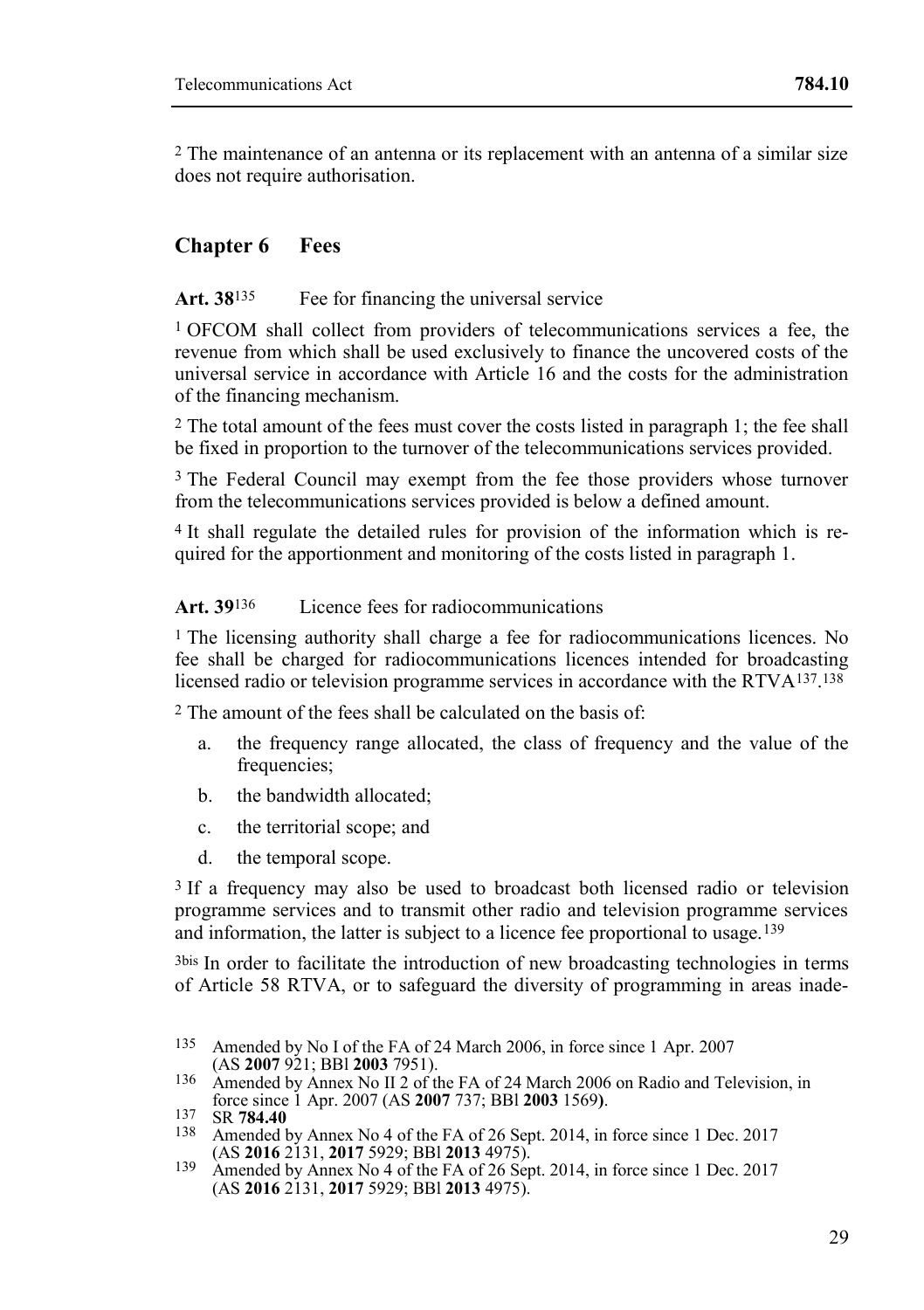[2] The maintenance of an antenna or its replacement with an antenna of a similar size does not require authorisation.

## Chapter 6 Fees

**Art. 38**[135] Fee for financing the universal service

[1] OFCOM shall collect from providers of telecommunications services a fee, the revenue from which shall be used exclusively to finance the uncovered costs of the universal service in accordance with Article 16 and the costs for the administration of the financing mechanism.

[2] The total amount of the fees must cover the costs listed in paragraph 1; the fee shall be fixed in proportion to the turnover of the telecommunications services provided.

[3] The Federal Council may exempt from the fee those providers whose turnover from the telecommunications services provided is below a defined amount.

[4] It shall regulate the detailed rules for provision of the information which is required for the apportionment and monitoring of the costs listed in paragraph 1.

**Art. 39**[136] Licence fees for radiocommunications

[1] The licensing authority shall charge a fee for radiocommunications licences. No fee shall be charged for radiocommunications licences intended for broadcasting licensed radio or television programme services in accordance with the RTVA[137].[138]

[2] The amount of the fees shall be calculated on the basis of:

a. the frequency range allocated, the class of frequency and the value of the frequencies;

b. the bandwidth allocated;

c. the territorial scope; and

d. the temporal scope.

[3] If a frequency may also be used to broadcast both licensed radio or television programme services and to transmit other radio and television programme services and information, the latter is subject to a licence fee proportional to usage.[139]

[3bis] In order to facilitate the introduction of new broadcasting technologies in terms of Article 58 RTVA, or to safeguard the diversity of programming in areas inade-

---

135 Amended by No I of the FA of 24 March 2006, in force since 1 Apr. 2007 (AS **2007** 921; BBl **2003** 7951).

136 Amended by Annex No II 2 of the FA of 24 March 2006 on Radio and Television, in force since 1 Apr. 2007 (AS **2007** 737; BBl **2003** 1569).

137 SR **784.40**

138 Amended by Annex No 4 of the FA of 26 Sept. 2014, in force since 1 Dec. 2017 (AS **2016** 2131, **2017** 5929; BBl **2013** 4975).

139 Amended by Annex No 4 of the FA of 26 Sept. 2014, in force since 1 Dec. 2017 (AS **2016** 2131, **2017** 5929; BBl **2013** 4975).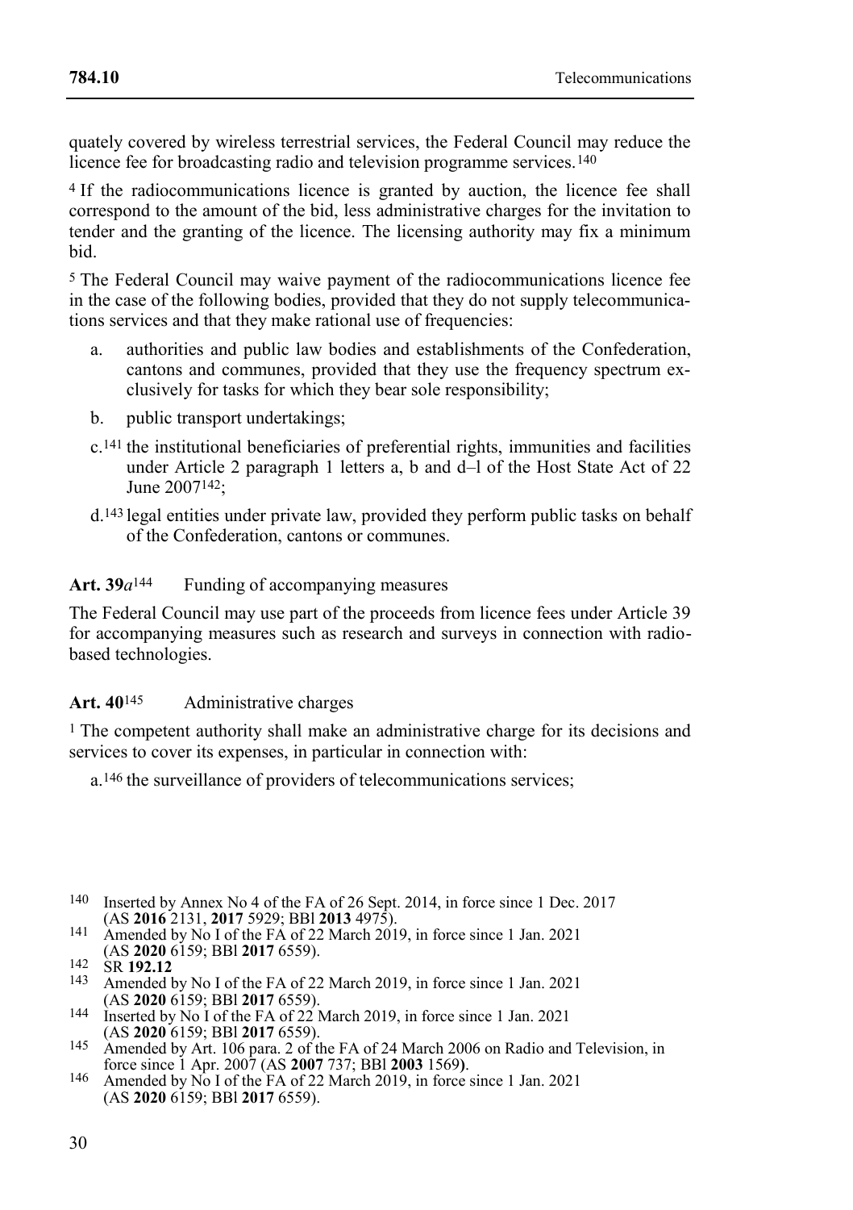quately covered by wireless terrestrial services, the Federal Council may reduce the licence fee for broadcasting radio and television programme services.[140]

[4] If the radiocommunications licence is granted by auction, the licence fee shall correspond to the amount of the bid, less administrative charges for the invitation to tender and the granting of the licence. The licensing authority may fix a minimum bid.

[5] The Federal Council may waive payment of the radiocommunications licence fee in the case of the following bodies, provided that they do not supply telecommunications services and that they make rational use of frequencies:

- a. authorities and public law bodies and establishments of the Confederation, cantons and communes, provided that they use the frequency spectrum exclusively for tasks for which they bear sole responsibility;
- b. public transport undertakings;
- c.[141] the institutional beneficiaries of preferential rights, immunities and facilities under Article 2 paragraph 1 letters a, b and d–l of the Host State Act of 22 June 2007[142];
- d.[143] legal entities under private law, provided they perform public tasks on behalf of the Confederation, cantons or communes.

**Art. 39*a*[144]** Funding of accompanying measures

The Federal Council may use part of the proceeds from licence fees under Article 39 for accompanying measures such as research and surveys in connection with radio-based technologies.

**Art. 40[145]** Administrative charges

[1] The competent authority shall make an administrative charge for its decisions and services to cover its expenses, in particular in connection with:

- a.[146] the surveillance of providers of telecommunications services;

---

[140] Inserted by Annex No 4 of the FA of 26 Sept. 2014, in force since 1 Dec. 2017 (AS **2016** 2131, **2017** 5929; BBl **2013** 4975).

[141] Amended by No I of the FA of 22 March 2019, in force since 1 Jan. 2021 (AS **2020** 6159; BBl **2017** 6559).

[142] SR **192.12**

[143] Amended by No I of the FA of 22 March 2019, in force since 1 Jan. 2021 (AS **2020** 6159; BBl **2017** 6559).

[144] Inserted by No I of the FA of 22 March 2019, in force since 1 Jan. 2021 (AS **2020** 6159; BBl **2017** 6559).

[145] Amended by Art. 106 para. 2 of the FA of 24 March 2006 on Radio and Television, in force since 1 Apr. 2007 (AS **2007** 737; BBl **2003** 1569).

[146] Amended by No I of the FA of 22 March 2019, in force since 1 Jan. 2021 (AS **2020** 6159; BBl **2017** 6559).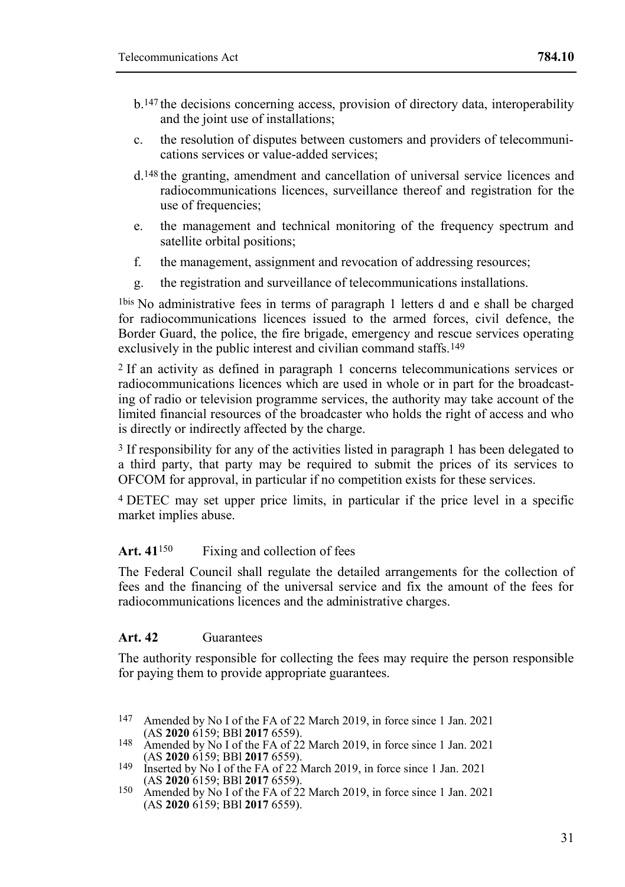b.[147] the decisions concerning access, provision of directory data, interoperability and the joint use of installations;

c. the resolution of disputes between customers and providers of telecommunications services or value-added services;

d.[148] the granting, amendment and cancellation of universal service licences and radiocommunications licences, surveillance thereof and registration for the use of frequencies;

e. the management and technical monitoring of the frequency spectrum and satellite orbital positions;

f. the management, assignment and revocation of addressing resources;

g. the registration and surveillance of telecommunications installations.

1bis No administrative fees in terms of paragraph 1 letters d and e shall be charged for radiocommunications licences issued to the armed forces, civil defence, the Border Guard, the police, the fire brigade, emergency and rescue services operating exclusively in the public interest and civilian command staffs.[149]

2 If an activity as defined in paragraph 1 concerns telecommunications services or radiocommunications licences which are used in whole or in part for the broadcasting of radio or television programme services, the authority may take account of the limited financial resources of the broadcaster who holds the right of access and who is directly or indirectly affected by the charge.

3 If responsibility for any of the activities listed in paragraph 1 has been delegated to a third party, that party may be required to submit the prices of its services to OFCOM for approval, in particular if no competition exists for these services.

4 DETEC may set upper price limits, in particular if the price level in a specific market implies abuse.

### Art. 41[150] Fixing and collection of fees

The Federal Council shall regulate the detailed arrangements for the collection of fees and the financing of the universal service and fix the amount of the fees for radiocommunications licences and the administrative charges.

### Art. 42 Guarantees

The authority responsible for collecting the fees may require the person responsible for paying them to provide appropriate guarantees.

---

147 Amended by No I of the FA of 22 March 2019, in force since 1 Jan. 2021 (AS **2020** 6159; BBl **2017** 6559).

148 Amended by No I of the FA of 22 March 2019, in force since 1 Jan. 2021 (AS **2020** 6159; BBl **2017** 6559).

149 Inserted by No I of the FA of 22 March 2019, in force since 1 Jan. 2021 (AS **2020** 6159; BBl **2017** 6559).

150 Amended by No I of the FA of 22 March 2019, in force since 1 Jan. 2021 (AS **2020** 6159; BBl **2017** 6559).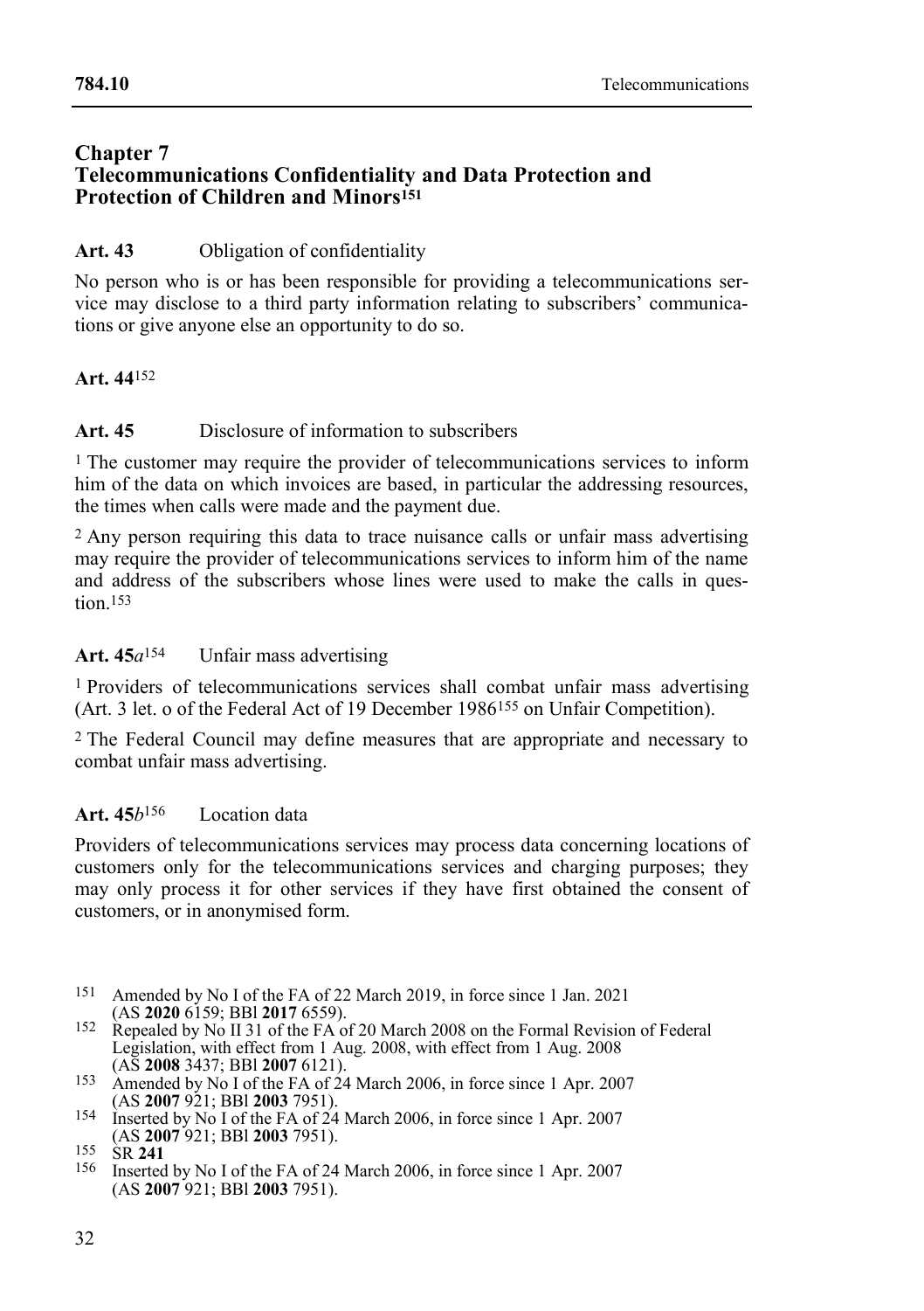## Chapter 7 Telecommunications Confidentiality and Data Protection and Protection of Children and Minors[151]

**Art. 43** Obligation of confidentiality

No person who is or has been responsible for providing a telecommunications service may disclose to a third party information relating to subscribers' communications or give anyone else an opportunity to do so.

**Art. 44**[152]

**Art. 45** Disclosure of information to subscribers

[1] The customer may require the provider of telecommunications services to inform him of the data on which invoices are based, in particular the addressing resources, the times when calls were made and the payment due.

[2] Any person requiring this data to trace nuisance calls or unfair mass advertising may require the provider of telecommunications services to inform him of the name and address of the subscribers whose lines were used to make the calls in question.[153]

**Art. 45*a***[154] Unfair mass advertising

[1] Providers of telecommunications services shall combat unfair mass advertising (Art. 3 let. o of the Federal Act of 19 December 1986[155] on Unfair Competition).

[2] The Federal Council may define measures that are appropriate and necessary to combat unfair mass advertising.

**Art. 45*b***[156] Location data

Providers of telecommunications services may process data concerning locations of customers only for the telecommunications services and charging purposes; they may only process it for other services if they have first obtained the consent of customers, or in anonymised form.

---

151 Amended by No I of the FA of 22 March 2019, in force since 1 Jan. 2021 (AS **2020** 6159; BBl **2017** 6559).

152 Repealed by No II 31 of the FA of 20 March 2008 on the Formal Revision of Federal Legislation, with effect from 1 Aug. 2008, with effect from 1 Aug. 2008 (AS **2008** 3437; BBl **2007** 6121).

153 Amended by No I of the FA of 24 March 2006, in force since 1 Apr. 2007 (AS **2007** 921; BBl **2003** 7951).

154 Inserted by No I of the FA of 24 March 2006, in force since 1 Apr. 2007 (AS **2007** 921; BBl **2003** 7951).

155 SR **241**

156 Inserted by No I of the FA of 24 March 2006, in force since 1 Apr. 2007 (AS **2007** 921; BBl **2003** 7951).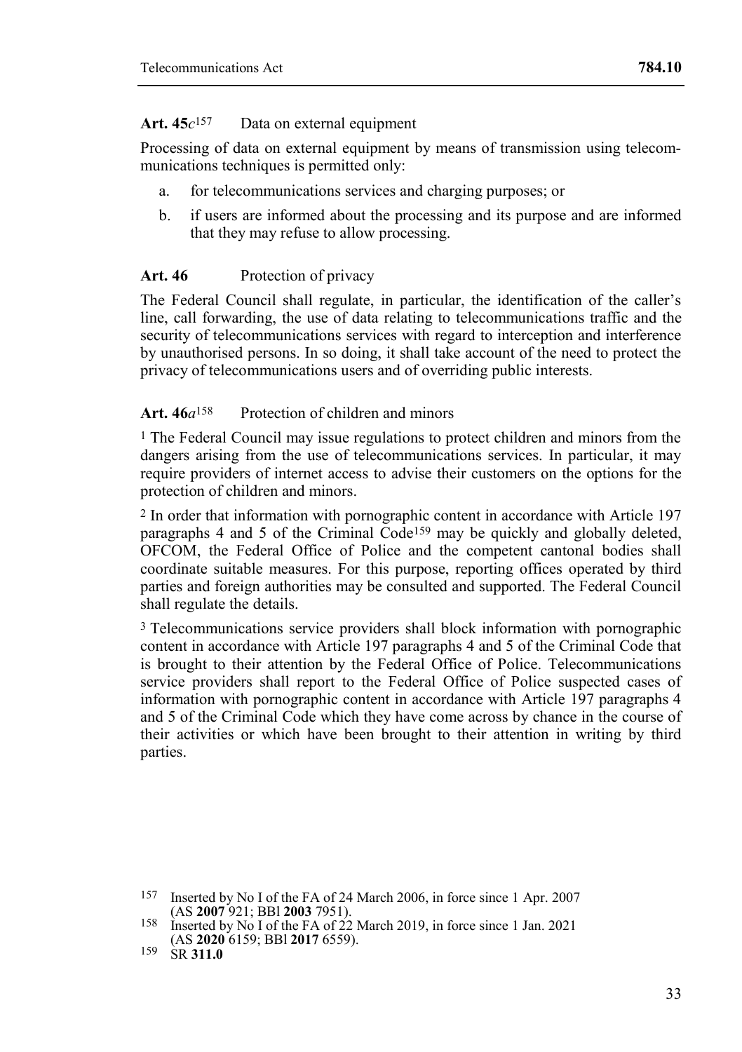**Art. 45*c*[157]** Data on external equipment

Processing of data on external equipment by means of transmission using telecommunications techniques is permitted only:

a. for telecommunications services and charging purposes; or

b. if users are informed about the processing and its purpose and are informed that they may refuse to allow processing.

**Art. 46** Protection of privacy

The Federal Council shall regulate, in particular, the identification of the caller's line, call forwarding, the use of data relating to telecommunications traffic and the security of telecommunications services with regard to interception and interference by unauthorised persons. In so doing, it shall take account of the need to protect the privacy of telecommunications users and of overriding public interests.

**Art. 46*a*[158]** Protection of children and minors

[1] The Federal Council may issue regulations to protect children and minors from the dangers arising from the use of telecommunications services. In particular, it may require providers of internet access to advise their customers on the options for the protection of children and minors.

[2] In order that information with pornographic content in accordance with Article 197 paragraphs 4 and 5 of the Criminal Code[159] may be quickly and globally deleted, OFCOM, the Federal Office of Police and the competent cantonal bodies shall coordinate suitable measures. For this purpose, reporting offices operated by third parties and foreign authorities may be consulted and supported. The Federal Council shall regulate the details.

[3] Telecommunications service providers shall block information with pornographic content in accordance with Article 197 paragraphs 4 and 5 of the Criminal Code that is brought to their attention by the Federal Office of Police. Telecommunications service providers shall report to the Federal Office of Police suspected cases of information with pornographic content in accordance with Article 197 paragraphs 4 and 5 of the Criminal Code which they have come across by chance in the course of their activities or which have been brought to their attention in writing by third parties.

---

[157] Inserted by No I of the FA of 24 March 2006, in force since 1 Apr. 2007 (AS **2007** 921; BBl **2003** 7951).

[158] Inserted by No I of the FA of 22 March 2019, in force since 1 Jan. 2021 (AS **2020** 6159; BBl **2017** 6559).

[159] SR **311.0**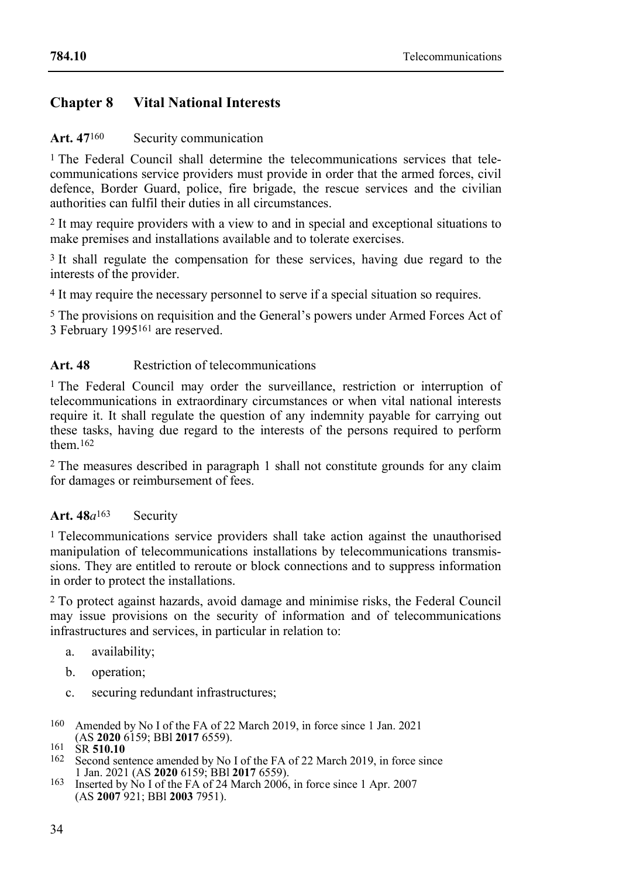## Chapter 8 Vital National Interests

**Art. 47**[160] Security communication

[1] The Federal Council shall determine the telecommunications services that telecommunications service providers must provide in order that the armed forces, civil defence, Border Guard, police, fire brigade, the rescue services and the civilian authorities can fulfil their duties in all circumstances.

[2] It may require providers with a view to and in special and exceptional situations to make premises and installations available and to tolerate exercises.

[3] It shall regulate the compensation for these services, having due regard to the interests of the provider.

[4] It may require the necessary personnel to serve if a special situation so requires.

[5] The provisions on requisition and the General's powers under Armed Forces Act of 3 February 1995[161] are reserved.

**Art. 48** Restriction of telecommunications

[1] The Federal Council may order the surveillance, restriction or interruption of telecommunications in extraordinary circumstances or when vital national interests require it. It shall regulate the question of any indemnity payable for carrying out these tasks, having due regard to the interests of the persons required to perform them.[162]

[2] The measures described in paragraph 1 shall not constitute grounds for any claim for damages or reimbursement of fees.

**Art. 48*a***[163] Security

[1] Telecommunications service providers shall take action against the unauthorised manipulation of telecommunications installations by telecommunications transmissions. They are entitled to reroute or block connections and to suppress information in order to protect the installations.

[2] To protect against hazards, avoid damage and minimise risks, the Federal Council may issue provisions on the security of information and of telecommunications infrastructures and services, in particular in relation to:

a. availability;

b. operation;

c. securing redundant infrastructures;

---

160 Amended by No I of the FA of 22 March 2019, in force since 1 Jan. 2021 (AS **2020** 6159; BBl **2017** 6559).

161 SR **510.10**

162 Second sentence amended by No I of the FA of 22 March 2019, in force since 1 Jan. 2021 (AS **2020** 6159; BBl **2017** 6559).

163 Inserted by No I of the FA of 24 March 2006, in force since 1 Apr. 2007 (AS **2007** 921; BBl **2003** 7951).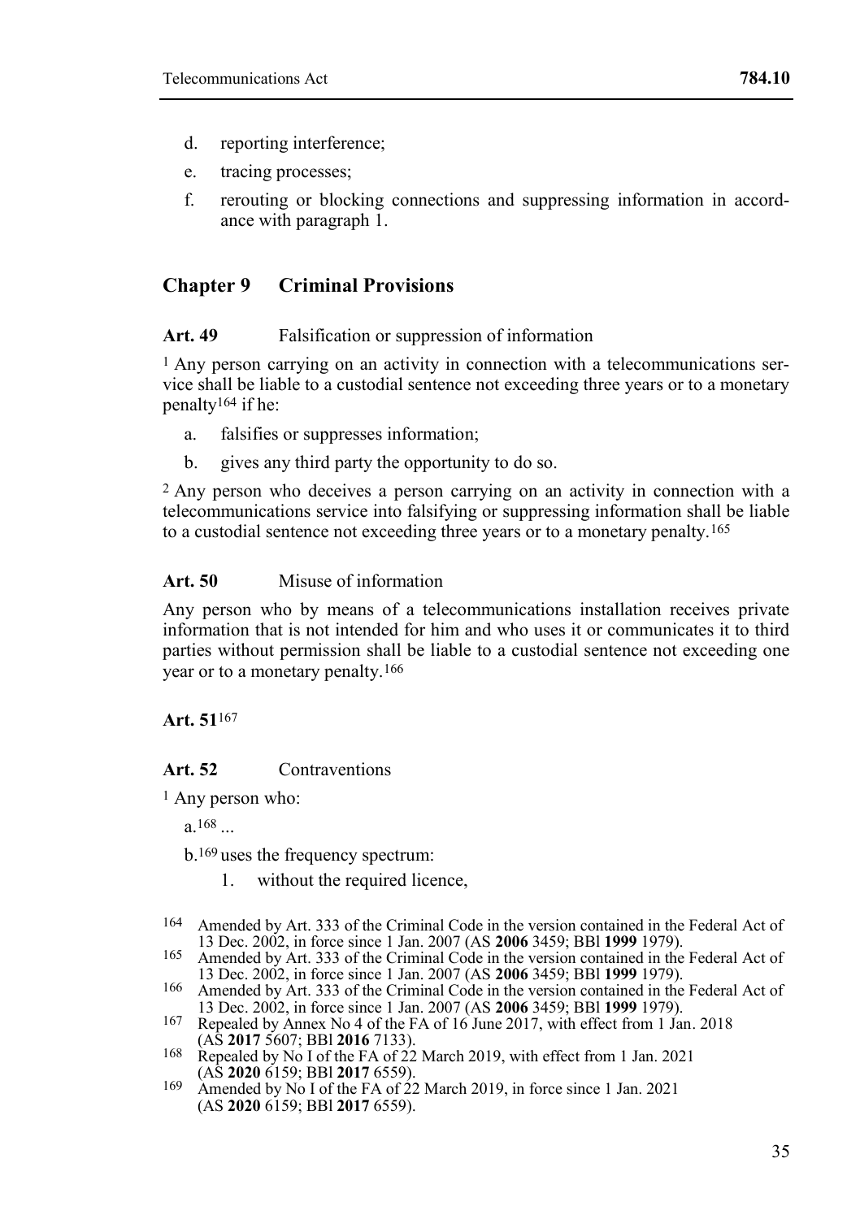d. reporting interference;

e. tracing processes;

f. rerouting or blocking connections and suppressing information in accordance with paragraph 1.

## Chapter 9 Criminal Provisions

**Art. 49** Falsification or suppression of information

[1] Any person carrying on an activity in connection with a telecommunications service shall be liable to a custodial sentence not exceeding three years or to a monetary penalty[164] if he:

a. falsifies or suppresses information;

b. gives any third party the opportunity to do so.

[2] Any person who deceives a person carrying on an activity in connection with a telecommunications service into falsifying or suppressing information shall be liable to a custodial sentence not exceeding three years or to a monetary penalty.[165]

**Art. 50** Misuse of information

Any person who by means of a telecommunications installation receives private information that is not intended for him and who uses it or communicates it to third parties without permission shall be liable to a custodial sentence not exceeding one year or to a monetary penalty.[166]

**Art. 51**[167]

**Art. 52** Contraventions

[1] Any person who:

a.[168] ...

b.[169] uses the frequency spectrum:

1. without the required licence,

---

[164] Amended by Art. 333 of the Criminal Code in the version contained in the Federal Act of 13 Dec. 2002, in force since 1 Jan. 2007 (AS **2006** 3459; BBl **1999** 1979).

[165] Amended by Art. 333 of the Criminal Code in the version contained in the Federal Act of 13 Dec. 2002, in force since 1 Jan. 2007 (AS **2006** 3459; BBl **1999** 1979).

[166] Amended by Art. 333 of the Criminal Code in the version contained in the Federal Act of 13 Dec. 2002, in force since 1 Jan. 2007 (AS **2006** 3459; BBl **1999** 1979).

[167] Repealed by Annex No 4 of the FA of 16 June 2017, with effect from 1 Jan. 2018 (AS **2017** 5607; BBl **2016** 7133).

[168] Repealed by No I of the FA of 22 March 2019, with effect from 1 Jan. 2021 (AS **2020** 6159; BBl **2017** 6559).

[169] Amended by No I of the FA of 22 March 2019, in force since 1 Jan. 2021 (AS **2020** 6159; BBl **2017** 6559).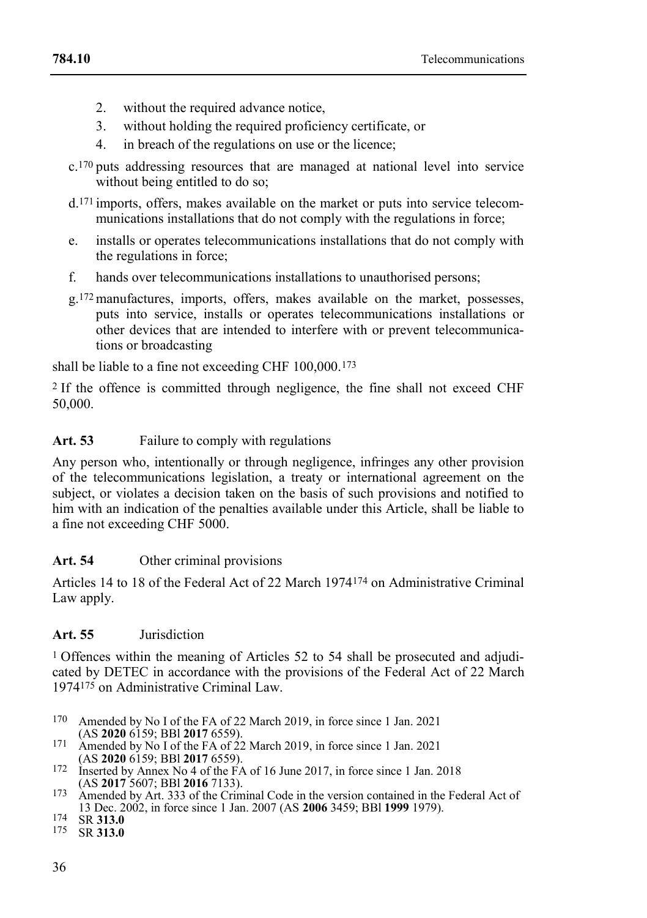2. without the required advance notice,
3. without holding the required proficiency certificate, or
4. in breach of the regulations on use or the licence;

c.[170] puts addressing resources that are managed at national level into service without being entitled to do so;

d.[171] imports, offers, makes available on the market or puts into service telecommunications installations that do not comply with the regulations in force;

e. installs or operates telecommunications installations that do not comply with the regulations in force;

f. hands over telecommunications installations to unauthorised persons;

g.[172] manufactures, imports, offers, makes available on the market, possesses, puts into service, installs or operates telecommunications installations or other devices that are intended to interfere with or prevent telecommunications or broadcasting

shall be liable to a fine not exceeding CHF 100,000.[173]

[2] If the offence is committed through negligence, the fine shall not exceed CHF 50,000.

**Art. 53** Failure to comply with regulations

Any person who, intentionally or through negligence, infringes any other provision of the telecommunications legislation, a treaty or international agreement on the subject, or violates a decision taken on the basis of such provisions and notified to him with an indication of the penalties available under this Article, shall be liable to a fine not exceeding CHF 5000.

**Art. 54** Other criminal provisions

Articles 14 to 18 of the Federal Act of 22 March 1974[174] on Administrative Criminal Law apply.

**Art. 55** Jurisdiction

[1] Offences within the meaning of Articles 52 to 54 shall be prosecuted and adjudicated by DETEC in accordance with the provisions of the Federal Act of 22 March 1974[175] on Administrative Criminal Law.

---

[170] Amended by No I of the FA of 22 March 2019, in force since 1 Jan. 2021 (AS **2020** 6159; BBl **2017** 6559).

[171] Amended by No I of the FA of 22 March 2019, in force since 1 Jan. 2021 (AS **2020** 6159; BBl **2017** 6559).

[172] Inserted by Annex No 4 of the FA of 16 June 2017, in force since 1 Jan. 2018 (AS **2017** 5607; BBl **2016** 7133).

[173] Amended by Art. 333 of the Criminal Code in the version contained in the Federal Act of 13 Dec. 2002, in force since 1 Jan. 2007 (AS **2006** 3459; BBl **1999** 1979).

[174] SR **313.0**

[175] SR **313.0**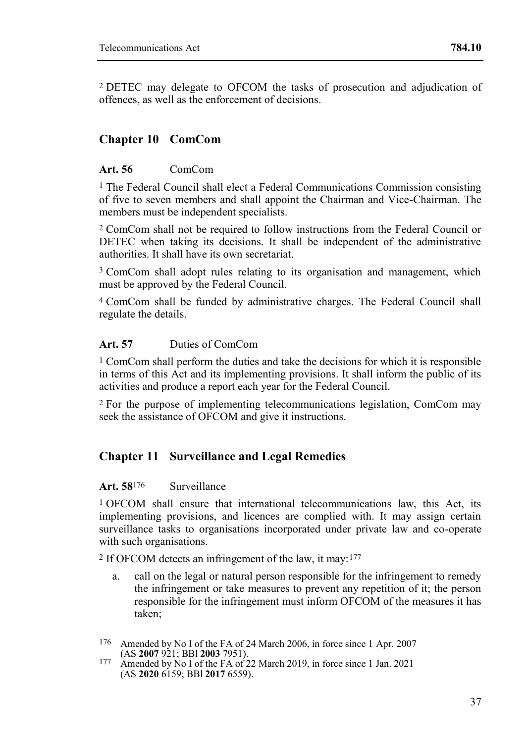[2] DETEC may delegate to OFCOM the tasks of prosecution and adjudication of offences, as well as the enforcement of decisions.

## Chapter 10 ComCom

### Art. 56 ComCom

[1] The Federal Council shall elect a Federal Communications Commission consisting of five to seven members and shall appoint the Chairman and Vice-Chairman. The members must be independent specialists.

[2] ComCom shall not be required to follow instructions from the Federal Council or DETEC when taking its decisions. It shall be independent of the administrative authorities. It shall have its own secretariat.

[3] ComCom shall adopt rules relating to its organisation and management, which must be approved by the Federal Council.

[4] ComCom shall be funded by administrative charges. The Federal Council shall regulate the details.

### Art. 57 Duties of ComCom

[1] ComCom shall perform the duties and take the decisions for which it is responsible in terms of this Act and its implementing provisions. It shall inform the public of its activities and produce a report each year for the Federal Council.

[2] For the purpose of implementing telecommunications legislation, ComCom may seek the assistance of OFCOM and give it instructions.

## Chapter 11 Surveillance and Legal Remedies

### Art. 58[176] Surveillance

[1] OFCOM shall ensure that international telecommunications law, this Act, its implementing provisions, and licences are complied with. It may assign certain surveillance tasks to organisations incorporated under private law and co-operate with such organisations.

[2] If OFCOM detects an infringement of the law, it may:[177]

a. call on the legal or natural person responsible for the infringement to remedy the infringement or take measures to prevent any repetition of it; the person responsible for the infringement must inform OFCOM of the measures it has taken;

---

[176] Amended by No I of the FA of 24 March 2006, in force since 1 Apr. 2007 (AS **2007** 921; BBl **2003** 7951).

[177] Amended by No I of the FA of 22 March 2019, in force since 1 Jan. 2021 (AS **2020** 6159; BBl **2017** 6559).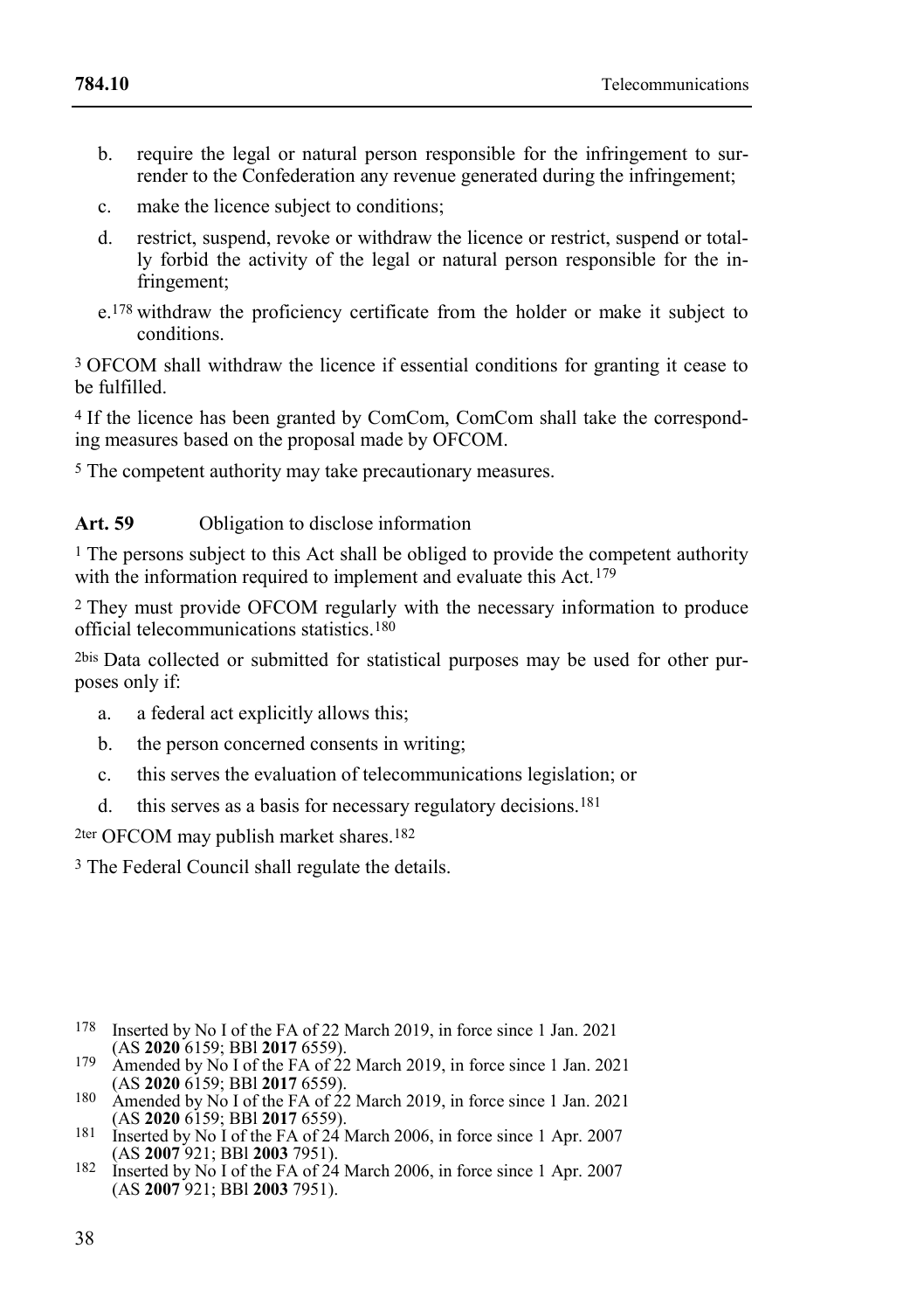b. require the legal or natural person responsible for the infringement to surrender to the Confederation any revenue generated during the infringement;

c. make the licence subject to conditions;

d. restrict, suspend, revoke or withdraw the licence or restrict, suspend or totally forbid the activity of the legal or natural person responsible for the infringement;

e.[178] withdraw the proficiency certificate from the holder or make it subject to conditions.

[3] OFCOM shall withdraw the licence if essential conditions for granting it cease to be fulfilled.

[4] If the licence has been granted by ComCom, ComCom shall take the corresponding measures based on the proposal made by OFCOM.

[5] The competent authority may take precautionary measures.

**Art. 59** Obligation to disclose information

[1] The persons subject to this Act shall be obliged to provide the competent authority with the information required to implement and evaluate this Act.[179]

[2] They must provide OFCOM regularly with the necessary information to produce official telecommunications statistics.[180]

[2bis] Data collected or submitted for statistical purposes may be used for other purposes only if:

a. a federal act explicitly allows this;

b. the person concerned consents in writing;

c. this serves the evaluation of telecommunications legislation; or

d. this serves as a basis for necessary regulatory decisions.[181]

[2ter] OFCOM may publish market shares.[182]

[3] The Federal Council shall regulate the details.

---

178 Inserted by No I of the FA of 22 March 2019, in force since 1 Jan. 2021 (AS **2020** 6159; BBl **2017** 6559).

179 Amended by No I of the FA of 22 March 2019, in force since 1 Jan. 2021 (AS **2020** 6159; BBl **2017** 6559).

180 Amended by No I of the FA of 22 March 2019, in force since 1 Jan. 2021 (AS **2020** 6159; BBl **2017** 6559).

181 Inserted by No I of the FA of 24 March 2006, in force since 1 Apr. 2007 (AS **2007** 921; BBl **2003** 7951).

182 Inserted by No I of the FA of 24 March 2006, in force since 1 Apr. 2007 (AS **2007** 921; BBl **2003** 7951).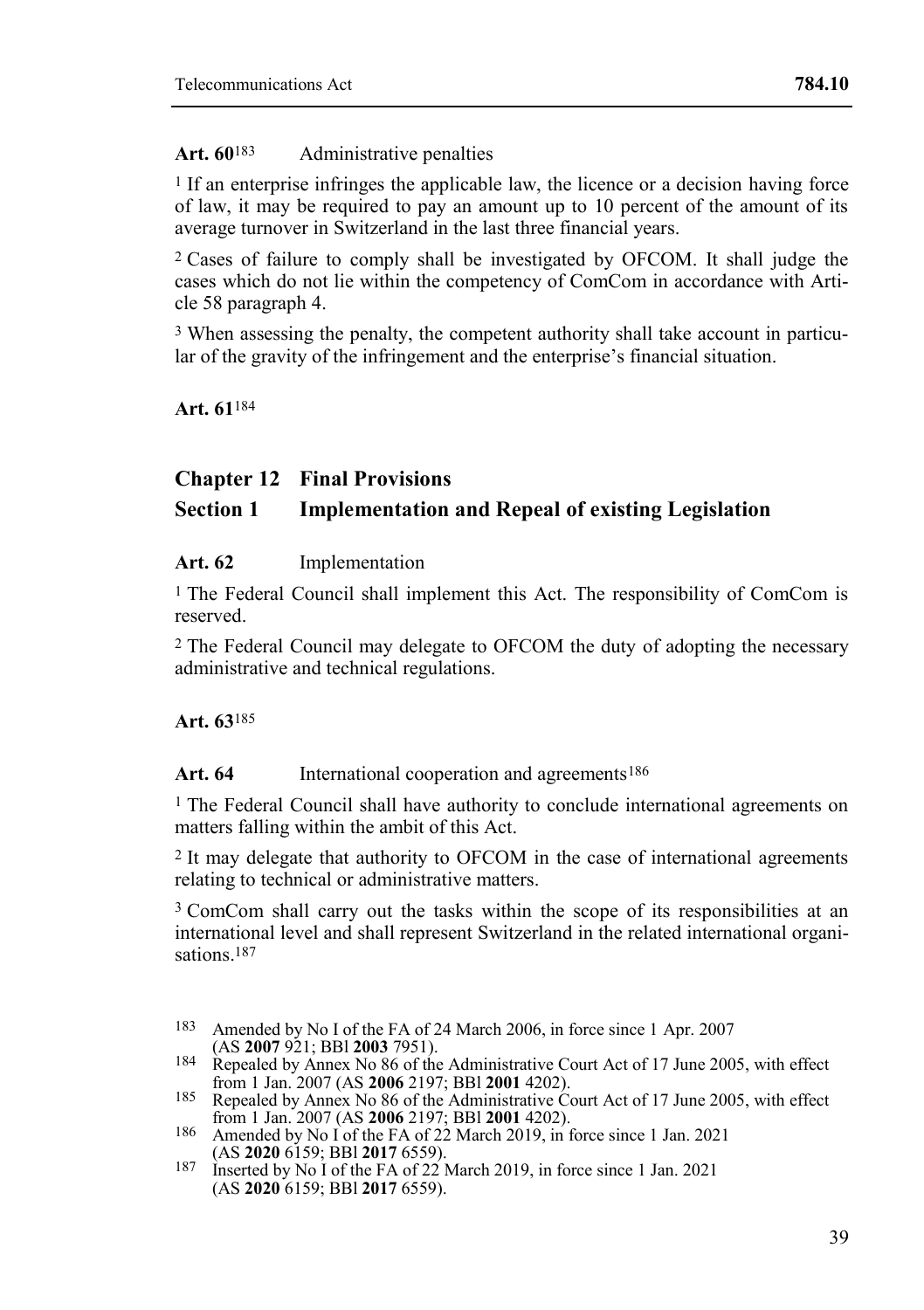**Art. 60**[183] Administrative penalties

[1] If an enterprise infringes the applicable law, the licence or a decision having force of law, it may be required to pay an amount up to 10 percent of the amount of its average turnover in Switzerland in the last three financial years.

[2] Cases of failure to comply shall be investigated by OFCOM. It shall judge the cases which do not lie within the competency of ComCom in accordance with Article 58 paragraph 4.

[3] When assessing the penalty, the competent authority shall take account in particular of the gravity of the infringement and the enterprise's financial situation.

**Art. 61**[184]

## Chapter 12 Final Provisions

### Section 1 Implementation and Repeal of existing Legislation

**Art. 62** Implementation

[1] The Federal Council shall implement this Act. The responsibility of ComCom is reserved.

[2] The Federal Council may delegate to OFCOM the duty of adopting the necessary administrative and technical regulations.

**Art. 63**[185]

**Art. 64** International cooperation and agreements[186]

[1] The Federal Council shall have authority to conclude international agreements on matters falling within the ambit of this Act.

[2] It may delegate that authority to OFCOM in the case of international agreements relating to technical or administrative matters.

[3] ComCom shall carry out the tasks within the scope of its responsibilities at an international level and shall represent Switzerland in the related international organisations.[187]

---

183 Amended by No I of the FA of 24 March 2006, in force since 1 Apr. 2007 (AS **2007** 921; BBl **2003** 7951).

184 Repealed by Annex No 86 of the Administrative Court Act of 17 June 2005, with effect from 1 Jan. 2007 (AS **2006** 2197; BBl **2001** 4202).

185 Repealed by Annex No 86 of the Administrative Court Act of 17 June 2005, with effect from 1 Jan. 2007 (AS **2006** 2197; BBl **2001** 4202).

186 Amended by No I of the FA of 22 March 2019, in force since 1 Jan. 2021 (AS **2020** 6159; BBl **2017** 6559).

187 Inserted by No I of the FA of 22 March 2019, in force since 1 Jan. 2021 (AS **2020** 6159; BBl **2017** 6559).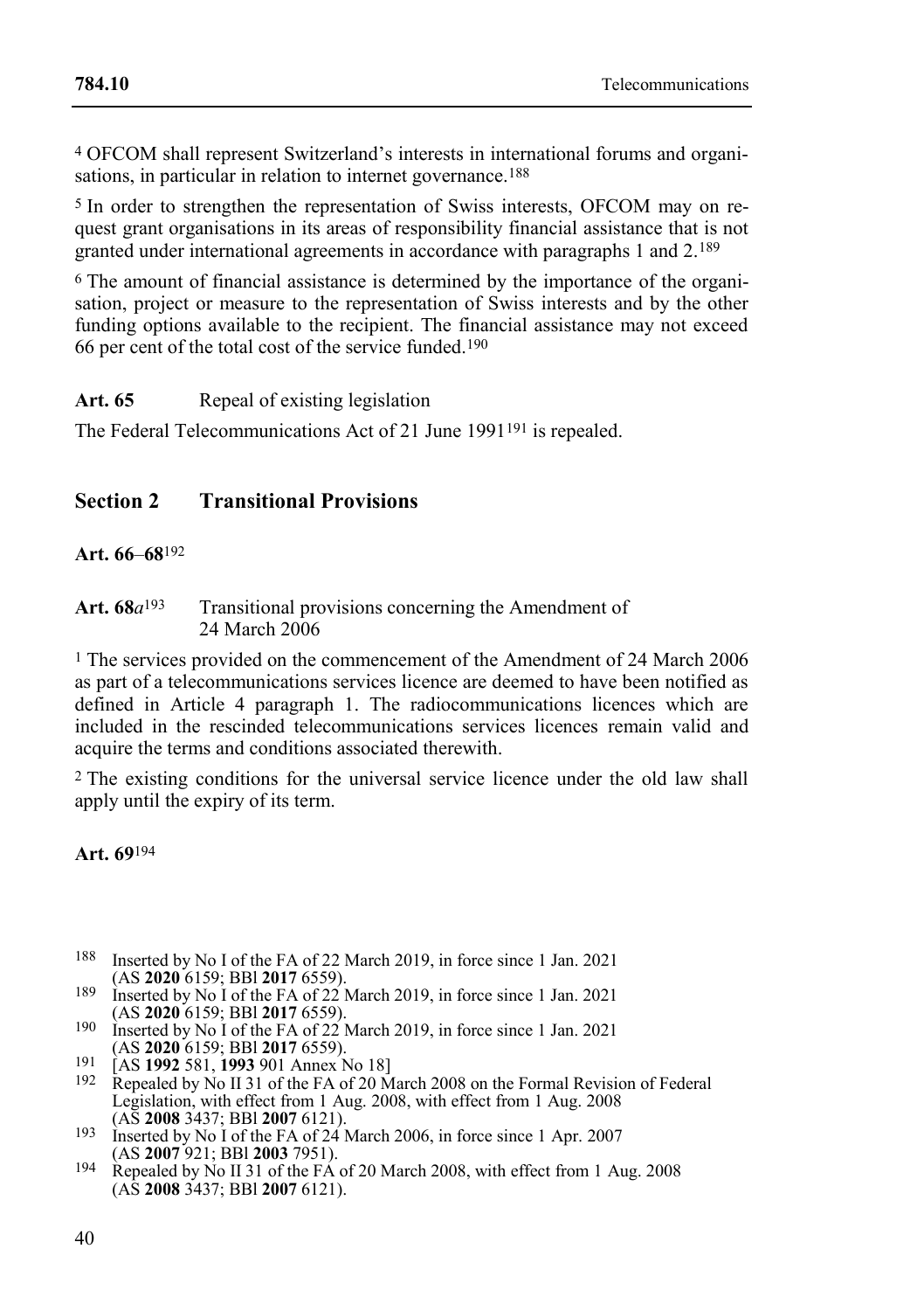[4] OFCOM shall represent Switzerland's interests in international forums and organisations, in particular in relation to internet governance.[188]

[5] In order to strengthen the representation of Swiss interests, OFCOM may on request grant organisations in its areas of responsibility financial assistance that is not granted under international agreements in accordance with paragraphs 1 and 2.[189]

[6] The amount of financial assistance is determined by the importance of the organisation, project or measure to the representation of Swiss interests and by the other funding options available to the recipient. The financial assistance may not exceed 66 per cent of the total cost of the service funded.[190]

**Art. 65** Repeal of existing legislation

The Federal Telecommunications Act of 21 June 1991[191] is repealed.

## Section 2 Transitional Provisions

**Art. 66–68**[192]

**Art. 68*a***[193] Transitional provisions concerning the Amendment of 24 March 2006

[1] The services provided on the commencement of the Amendment of 24 March 2006 as part of a telecommunications services licence are deemed to have been notified as defined in Article 4 paragraph 1. The radiocommunications licences which are included in the rescinded telecommunications services licences remain valid and acquire the terms and conditions associated therewith.

[2] The existing conditions for the universal service licence under the old law shall apply until the expiry of its term.

**Art. 69**[194]

---

188 Inserted by No I of the FA of 22 March 2019, in force since 1 Jan. 2021 (AS **2020** 6159; BBl **2017** 6559).

189 Inserted by No I of the FA of 22 March 2019, in force since 1 Jan. 2021 (AS **2020** 6159; BBl **2017** 6559).

190 Inserted by No I of the FA of 22 March 2019, in force since 1 Jan. 2021 (AS **2020** 6159; BBl **2017** 6559).

191 [AS **1992** 581, **1993** 901 Annex No 18]

192 Repealed by No II 31 of the FA of 20 March 2008 on the Formal Revision of Federal Legislation, with effect from 1 Aug. 2008, with effect from 1 Aug. 2008 (AS **2008** 3437; BBl **2007** 6121).

193 Inserted by No I of the FA of 24 March 2006, in force since 1 Apr. 2007 (AS **2007** 921; BBl **2003** 7951).

194 Repealed by No II 31 of the FA of 20 March 2008, with effect from 1 Aug. 2008 (AS **2008** 3437; BBl **2007** 6121).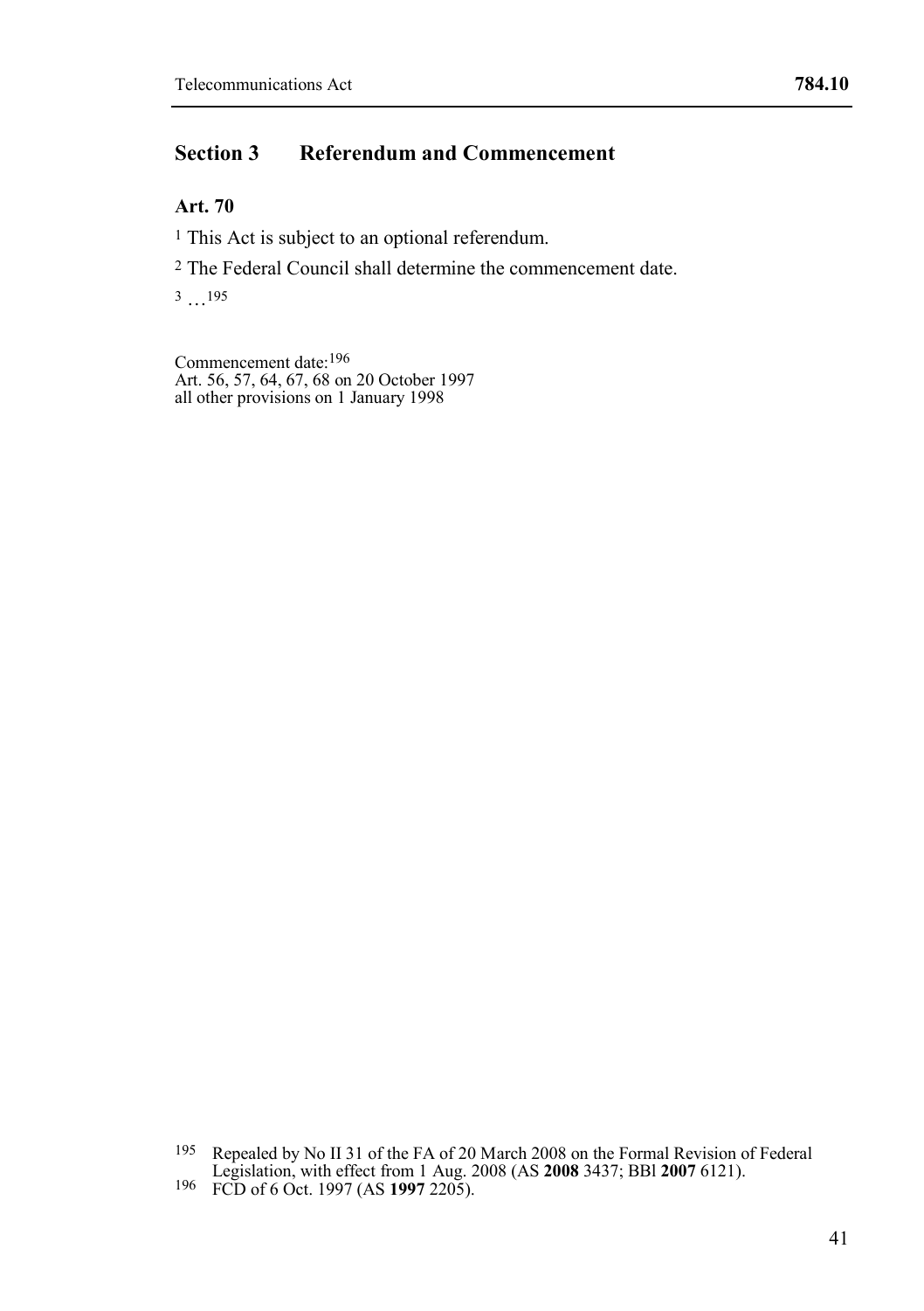## Section 3 Referendum and Commencement

### Art. 70

[1] This Act is subject to an optional referendum.

[2] The Federal Council shall determine the commencement date.

[3] …[195]

Commencement date:[196]
Art. 56, 57, 64, 67, 68 on 20 October 1997
all other provisions on 1 January 1998

---

[195] Repealed by No II 31 of the FA of 20 March 2008 on the Formal Revision of Federal Legislation, with effect from 1 Aug. 2008 (AS **2008** 3437; BBl **2007** 6121).

[196] FCD of 6 Oct. 1997 (AS **1997** 2205).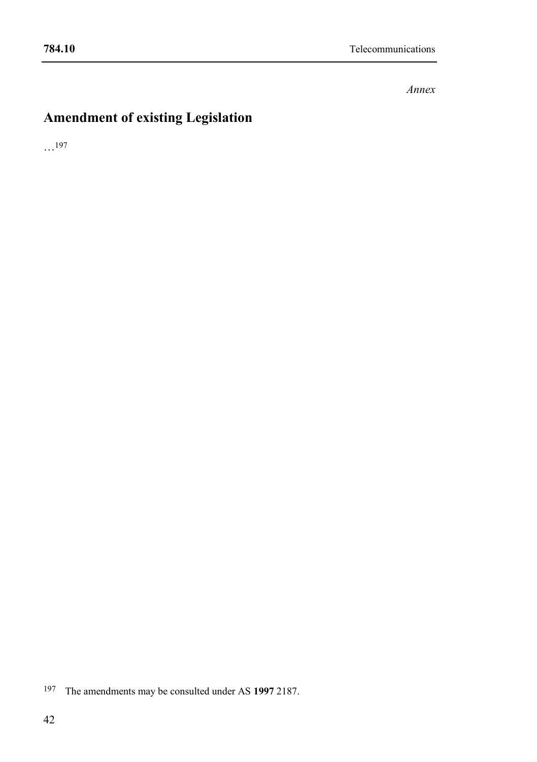*Annex*

## Amendment of existing Legislation

…[197]

[197] The amendments may be consulted under AS **1997** 2187.